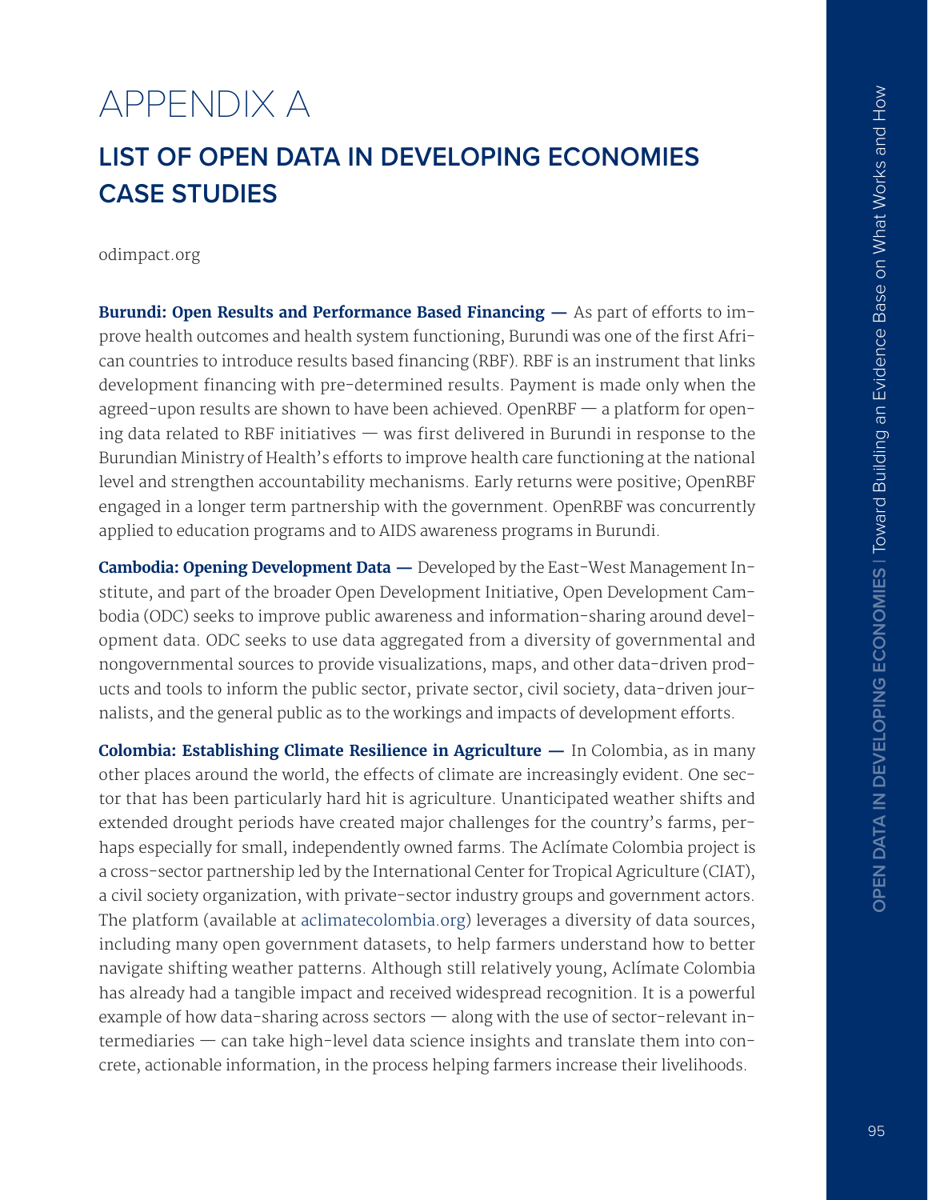# APPENDIX A

## LIST OF OPEN DATA IN DEVELOPING ECONOMIES CASE STUDIES

odimpact.org

**Burundi: Open Results and Performance Based Financing —** As part of efforts to improve health outcomes and health system functioning, Burundi was one of the first African countries to introduce results based financing (RBF). RBF is an instrument that links development financing with pre-determined results. Payment is made only when the agreed-upon results are shown to have been achieved. OpenRBF — a platform for opening data related to RBF initiatives — was first delivered in Burundi in response to the Burundian Ministry of Health's efforts to improve health care functioning at the national level and strengthen accountability mechanisms. Early returns were positive; OpenRBF engaged in a longer term partnership with the government. OpenRBF was concurrently applied to education programs and to AIDS awareness programs in Burundi.

**Cambodia: Opening Development Data —** Developed by the East-West Management Institute, and part of the broader Open Development Initiative, Open Development Cambodia (ODC) seeks to improve public awareness and information-sharing around development data. ODC seeks to use data aggregated from a diversity of governmental and nongovernmental sources to provide visualizations, maps, and other data-driven products and tools to inform the public sector, private sector, civil society, data-driven journalists, and the general public as to the workings and impacts of development efforts.

**Colombia: Establishing Climate Resilience in Agriculture —** In Colombia, as in many other places around the world, the effects of climate are increasingly evident. One sector that has been particularly hard hit is agriculture. Unanticipated weather shifts and extended drought periods have created major challenges for the country's farms, perhaps especially for small, independently owned farms. The Aclímate Colombia project is a cross-sector partnership led by the International Center for Tropical Agriculture (CIAT), a civil society organization, with private-sector industry groups and government actors. The platform (available at aclimatecolombia.org) leverages a diversity of data sources, including many open government datasets, to help farmers understand how to better navigate shifting weather patterns. Although still relatively young, Aclímate Colombia has already had a tangible impact and received widespread recognition. It is a powerful example of how data-sharing across sectors — along with the use of sector-relevant intermediaries — can take high-level data science insights and translate them into concrete, actionable information, in the process helping farmers increase their livelihoods.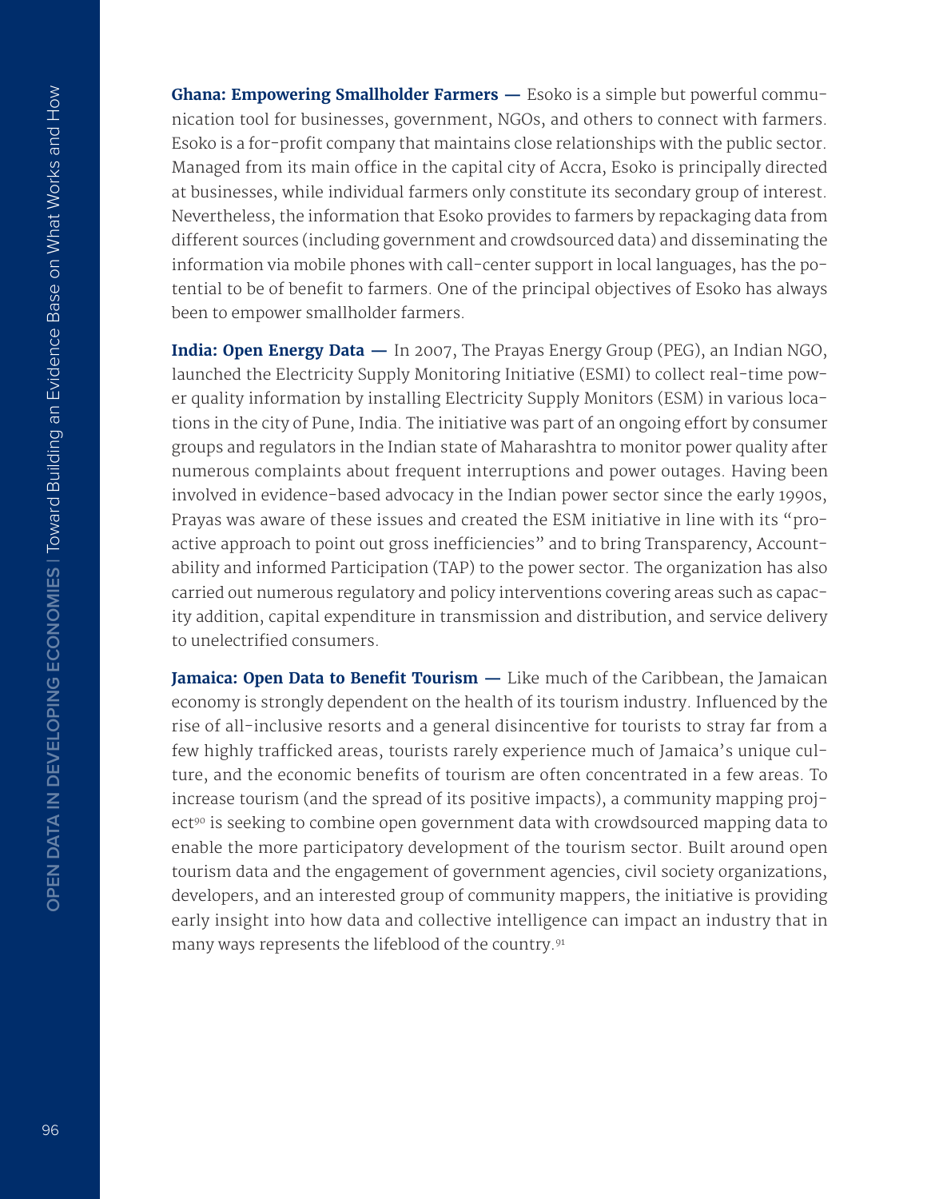**Ghana: Empowering Smallholder Farmers —** Esoko is a simple but powerful communication tool for businesses, government, NGOs, and others to connect with farmers. Esoko is a for-profit company that maintains close relationships with the public sector. Managed from its main office in the capital city of Accra, Esoko is principally directed at businesses, while individual farmers only constitute its secondary group of interest. Nevertheless, the information that Esoko provides to farmers by repackaging data from different sources (including government and crowdsourced data) and disseminating the information via mobile phones with call-center support in local languages, has the potential to be of benefit to farmers. One of the principal objectives of Esoko has always been to empower smallholder farmers.

**India: Open Energy Data —** In 2007, The Prayas Energy Group (PEG), an Indian NGO, launched the Electricity Supply Monitoring Initiative (ESMI) to collect real-time power quality information by installing Electricity Supply Monitors (ESM) in various locations in the city of Pune, India. The initiative was part of an ongoing effort by consumer groups and regulators in the Indian state of Maharashtra to monitor power quality after numerous complaints about frequent interruptions and power outages. Having been involved in evidence-based advocacy in the Indian power sector since the early 1990s, Prayas was aware of these issues and created the ESM initiative in line with its "proactive approach to point out gross inefficiencies" and to bring Transparency, Accountability and informed Participation (TAP) to the power sector. The organization has also carried out numerous regulatory and policy interventions covering areas such as capacity addition, capital expenditure in transmission and distribution, and service delivery to unelectrified consumers.

**Jamaica: Open Data to Benefit Tourism —** Like much of the Caribbean, the Jamaican economy is strongly dependent on the health of its tourism industry. Influenced by the rise of all-inclusive resorts and a general disincentive for tourists to stray far from a few highly trafficked areas, tourists rarely experience much of Jamaica's unique culture, and the economic benefits of tourism are often concentrated in a few areas. To increase tourism (and the spread of its positive impacts), a community mapping project[90] is seeking to combine open government data with crowdsourced mapping data to enable the more participatory development of the tourism sector. Built around open tourism data and the engagement of government agencies, civil society organizations, developers, and an interested group of community mappers, the initiative is providing early insight into how data and collective intelligence can impact an industry that in many ways represents the lifeblood of the country.[91]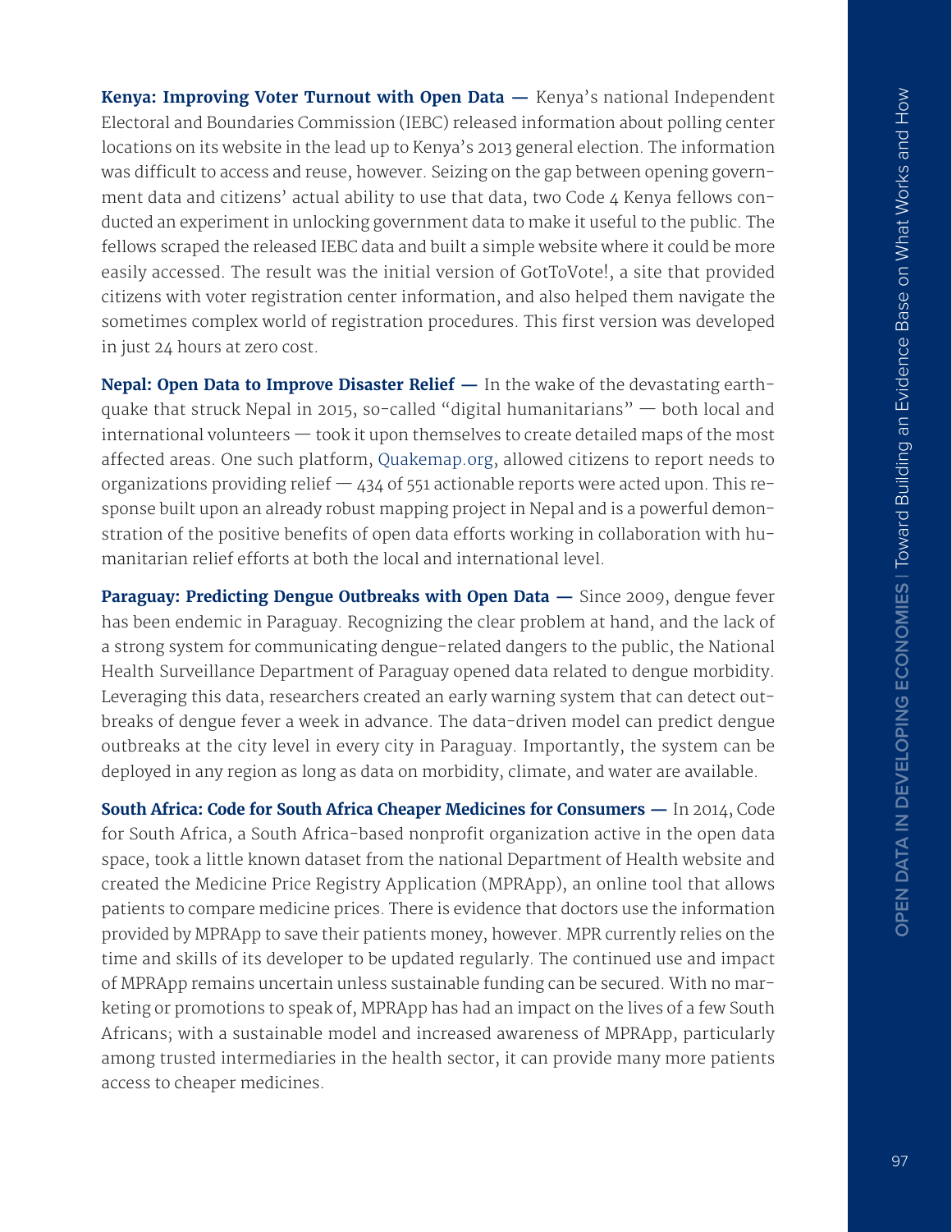**Kenya: Improving Voter Turnout with Open Data —** Kenya's national Independent Electoral and Boundaries Commission (IEBC) released information about polling center locations on its website in the lead up to Kenya's 2013 general election. The information was difficult to access and reuse, however. Seizing on the gap between opening government data and citizens' actual ability to use that data, two Code 4 Kenya fellows conducted an experiment in unlocking government data to make it useful to the public. The fellows scraped the released IEBC data and built a simple website where it could be more easily accessed. The result was the initial version of GotToVote!, a site that provided citizens with voter registration center information, and also helped them navigate the sometimes complex world of registration procedures. This first version was developed in just 24 hours at zero cost.

**Nepal: Open Data to Improve Disaster Relief —** In the wake of the devastating earthquake that struck Nepal in 2015, so-called "digital humanitarians" — both local and international volunteers — took it upon themselves to create detailed maps of the most affected areas. One such platform, Quakemap.org, allowed citizens to report needs to organizations providing relief — 434 of 551 actionable reports were acted upon. This response built upon an already robust mapping project in Nepal and is a powerful demonstration of the positive benefits of open data efforts working in collaboration with humanitarian relief efforts at both the local and international level.

**Paraguay: Predicting Dengue Outbreaks with Open Data —** Since 2009, dengue fever has been endemic in Paraguay. Recognizing the clear problem at hand, and the lack of a strong system for communicating dengue-related dangers to the public, the National Health Surveillance Department of Paraguay opened data related to dengue morbidity. Leveraging this data, researchers created an early warning system that can detect outbreaks of dengue fever a week in advance. The data-driven model can predict dengue outbreaks at the city level in every city in Paraguay. Importantly, the system can be deployed in any region as long as data on morbidity, climate, and water are available.

**South Africa: Code for South Africa Cheaper Medicines for Consumers —** In 2014, Code for South Africa, a South Africa-based nonprofit organization active in the open data space, took a little known dataset from the national Department of Health website and created the Medicine Price Registry Application (MPRApp), an online tool that allows patients to compare medicine prices. There is evidence that doctors use the information provided by MPRApp to save their patients money, however. MPR currently relies on the time and skills of its developer to be updated regularly. The continued use and impact of MPRApp remains uncertain unless sustainable funding can be secured. With no marketing or promotions to speak of, MPRApp has had an impact on the lives of a few South Africans; with a sustainable model and increased awareness of MPRApp, particularly among trusted intermediaries in the health sector, it can provide many more patients access to cheaper medicines.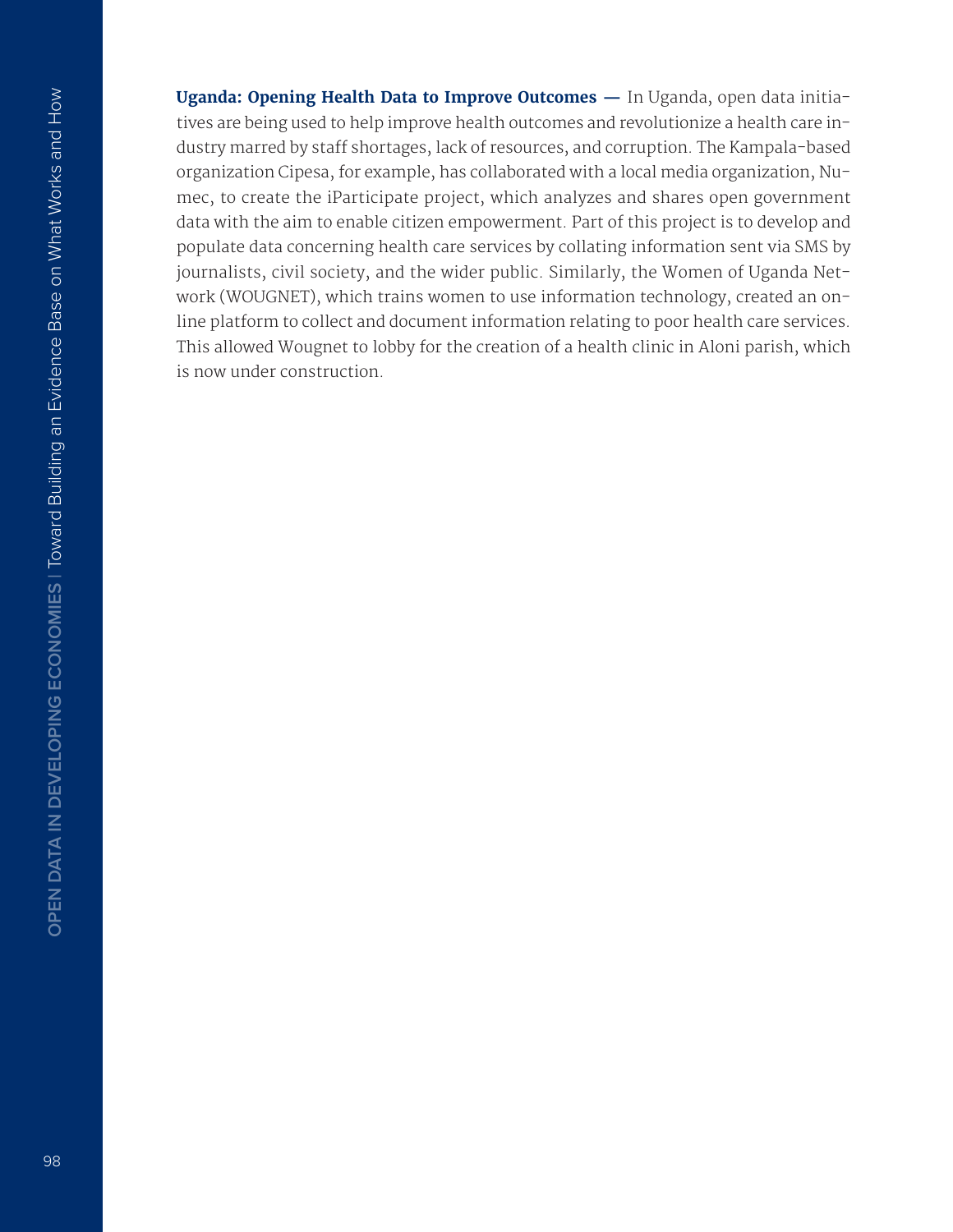**Uganda: Opening Health Data to Improve Outcomes —** In Uganda, open data initiatives are being used to help improve health outcomes and revolutionize a health care industry marred by staff shortages, lack of resources, and corruption. The Kampala-based organization Cipesa, for example, has collaborated with a local media organization, Numec, to create the iParticipate project, which analyzes and shares open government data with the aim to enable citizen empowerment. Part of this project is to develop and populate data concerning health care services by collating information sent via SMS by journalists, civil society, and the wider public. Similarly, the Women of Uganda Network (WOUGNET), which trains women to use information technology, created an online platform to collect and document information relating to poor health care services. This allowed Wougnet to lobby for the creation of a health clinic in Aloni parish, which is now under construction.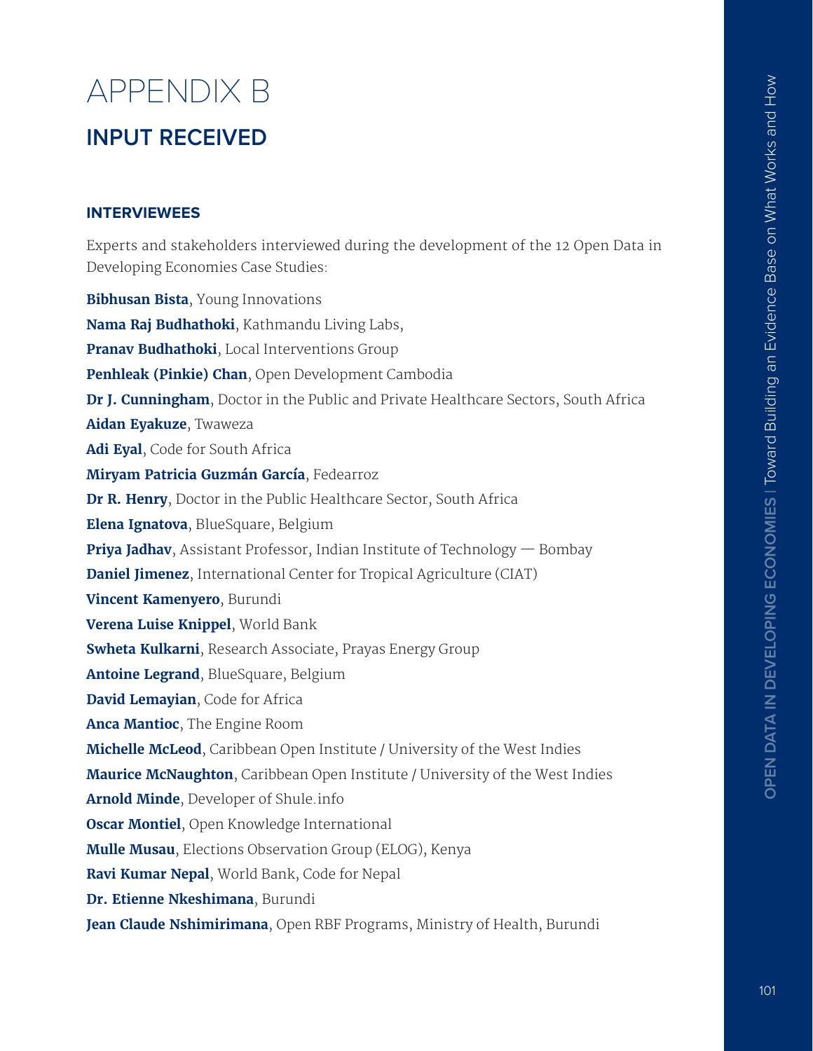# APPENDIX B

## INPUT RECEIVED

### INTERVIEWEES

Experts and stakeholders interviewed during the development of the 12 Open Data in Developing Economies Case Studies:

**Bibhusan Bista**, Young Innovations
**Nama Raj Budhathoki**, Kathmandu Living Labs,
**Pranav Budhathoki**, Local Interventions Group
**Penhleak (Pinkie) Chan**, Open Development Cambodia
**Dr J. Cunningham**, Doctor in the Public and Private Healthcare Sectors, South Africa
**Aidan Eyakuze**, Twaweza
**Adi Eyal**, Code for South Africa
**Miryam Patricia Guzmán García**, Fedearroz
**Dr R. Henry**, Doctor in the Public Healthcare Sector, South Africa
**Elena Ignatova**, BlueSquare, Belgium
**Priya Jadhav**, Assistant Professor, Indian Institute of Technology — Bombay
**Daniel Jimenez**, International Center for Tropical Agriculture (CIAT)
**Vincent Kamenyero**, Burundi
**Verena Luise Knippel**, World Bank
**Swheta Kulkarni**, Research Associate, Prayas Energy Group
**Antoine Legrand**, BlueSquare, Belgium
**David Lemayian**, Code for Africa
**Anca Mantioc**, The Engine Room
**Michelle McLeod**, Caribbean Open Institute / University of the West Indies
**Maurice McNaughton**, Caribbean Open Institute / University of the West Indies
**Arnold Minde**, Developer of Shule.info
**Oscar Montiel**, Open Knowledge International
**Mulle Musau**, Elections Observation Group (ELOG), Kenya
**Ravi Kumar Nepal**, World Bank, Code for Nepal
**Dr. Etienne Nkeshimana**, Burundi
**Jean Claude Nshimirimana**, Open RBF Programs, Ministry of Health, Burundi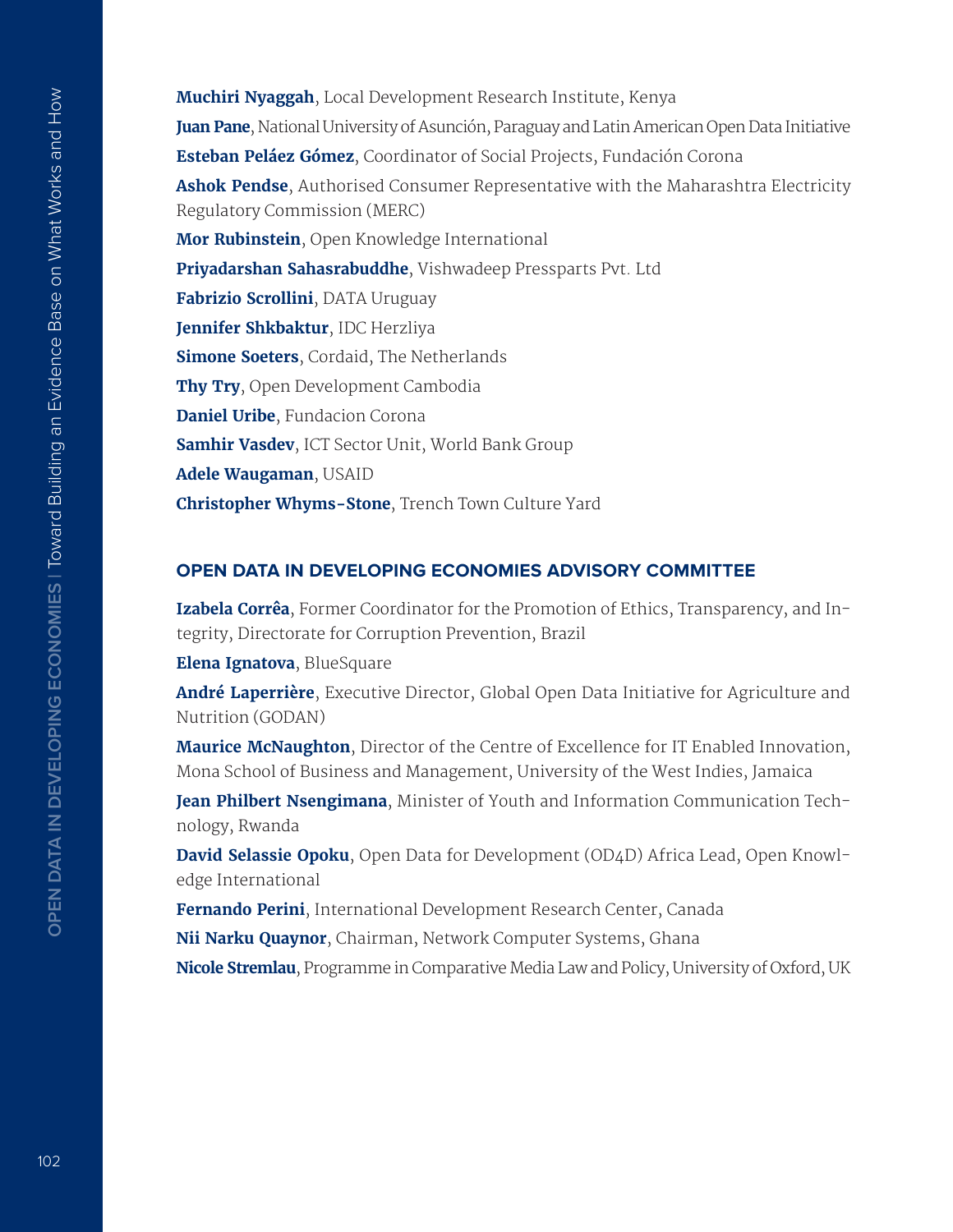**Muchiri Nyaggah**, Local Development Research Institute, Kenya

**Juan Pane**, National University of Asunción, Paraguay and Latin American Open Data Initiative

**Esteban Peláez Gómez**, Coordinator of Social Projects, Fundación Corona

**Ashok Pendse**, Authorised Consumer Representative with the Maharashtra Electricity Regulatory Commission (MERC)

**Mor Rubinstein**, Open Knowledge International

**Priyadarshan Sahasrabuddhe**, Vishwadeep Pressparts Pvt. Ltd

**Fabrizio Scrollini**, DATA Uruguay

**Jennifer Shkbaktur**, IDC Herzliya

**Simone Soeters**, Cordaid, The Netherlands

**Thy Try**, Open Development Cambodia

**Daniel Uribe**, Fundacion Corona

**Samhir Vasdev**, ICT Sector Unit, World Bank Group

**Adele Waugaman**, USAID

**Christopher Whyms-Stone**, Trench Town Culture Yard

## OPEN DATA IN DEVELOPING ECONOMIES ADVISORY COMMITTEE

**Izabela Corrêa**, Former Coordinator for the Promotion of Ethics, Transparency, and Integrity, Directorate for Corruption Prevention, Brazil

**Elena Ignatova**, BlueSquare

**André Laperrière**, Executive Director, Global Open Data Initiative for Agriculture and Nutrition (GODAN)

**Maurice McNaughton**, Director of the Centre of Excellence for IT Enabled Innovation, Mona School of Business and Management, University of the West Indies, Jamaica

**Jean Philbert Nsengimana**, Minister of Youth and Information Communication Technology, Rwanda

**David Selassie Opoku**, Open Data for Development (OD4D) Africa Lead, Open Knowledge International

**Fernando Perini**, International Development Research Center, Canada

**Nii Narku Quaynor**, Chairman, Network Computer Systems, Ghana

**Nicole Stremlau**, Programme in Comparative Media Law and Policy, University of Oxford, UK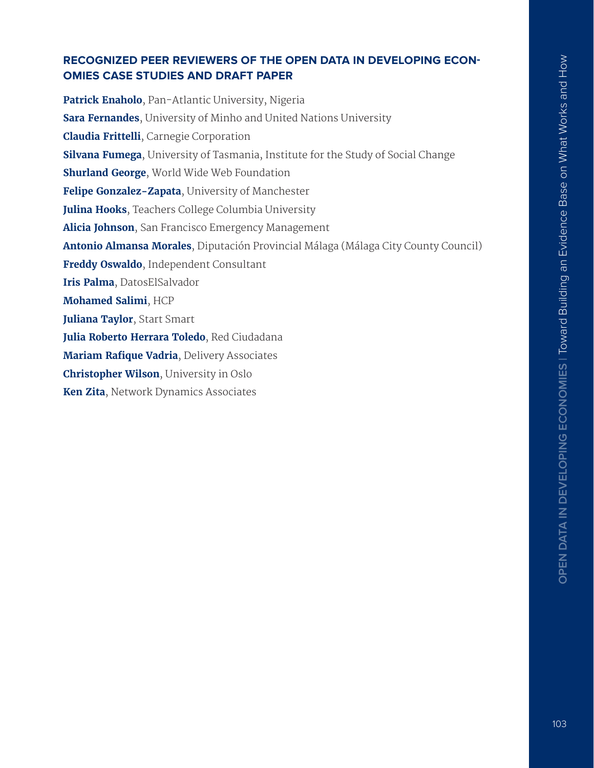## RECOGNIZED PEER REVIEWERS OF THE OPEN DATA IN DEVELOPING ECONOMIES CASE STUDIES AND DRAFT PAPER

**Patrick Enaholo**, Pan-Atlantic University, Nigeria

**Sara Fernandes**, University of Minho and United Nations University

**Claudia Frittelli**, Carnegie Corporation

**Silvana Fumega**, University of Tasmania, Institute for the Study of Social Change

**Shurland George**, World Wide Web Foundation

**Felipe Gonzalez-Zapata**, University of Manchester

**Julina Hooks**, Teachers College Columbia University

**Alicia Johnson**, San Francisco Emergency Management

**Antonio Almansa Morales**, Diputación Provincial Málaga (Málaga City County Council)

**Freddy Oswaldo**, Independent Consultant

**Iris Palma**, DatosElSalvador

**Mohamed Salimi**, HCP

**Juliana Taylor**, Start Smart

**Julia Roberto Herrara Toledo**, Red Ciudadana

**Mariam Rafique Vadria**, Delivery Associates

**Christopher Wilson**, University in Oslo

**Ken Zita**, Network Dynamics Associates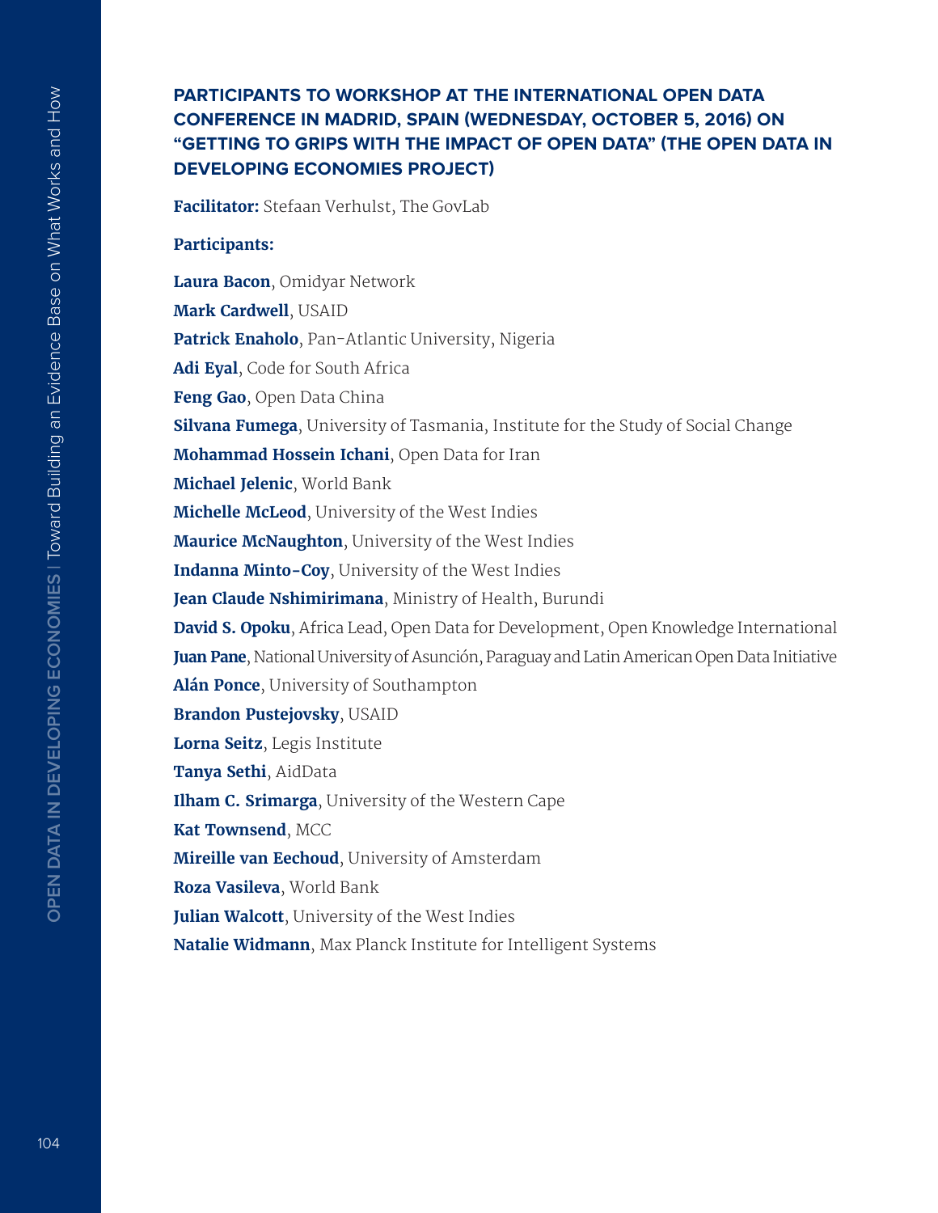## PARTICIPANTS TO WORKSHOP AT THE INTERNATIONAL OPEN DATA CONFERENCE IN MADRID, SPAIN (WEDNESDAY, OCTOBER 5, 2016) ON "GETTING TO GRIPS WITH THE IMPACT OF OPEN DATA" (THE OPEN DATA IN DEVELOPING ECONOMIES PROJECT)

**Facilitator:** Stefaan Verhulst, The GovLab

**Participants:**

**Laura Bacon**, Omidyar Network  
**Mark Cardwell**, USAID  
**Patrick Enaholo**, Pan-Atlantic University, Nigeria  
**Adi Eyal**, Code for South Africa  
**Feng Gao**, Open Data China  
**Silvana Fumega**, University of Tasmania, Institute for the Study of Social Change  
**Mohammad Hossein Ichani**, Open Data for Iran  
**Michael Jelenic**, World Bank  
**Michelle McLeod**, University of the West Indies  
**Maurice McNaughton**, University of the West Indies  
**Indanna Minto-Coy**, University of the West Indies  
**Jean Claude Nshimirimana**, Ministry of Health, Burundi  
**David S. Opoku**, Africa Lead, Open Data for Development, Open Knowledge International  
**Juan Pane**, National University of Asunción, Paraguay and Latin American Open Data Initiative  
**Alán Ponce**, University of Southampton  
**Brandon Pustejovsky**, USAID  
**Lorna Seitz**, Legis Institute  
**Tanya Sethi**, AidData  
**Ilham C. Srimarga**, University of the Western Cape  
**Kat Townsend**, MCC  
**Mireille van Eechoud**, University of Amsterdam  
**Roza Vasileva**, World Bank  
**Julian Walcott**, University of the West Indies  
**Natalie Widmann**, Max Planck Institute for Intelligent Systems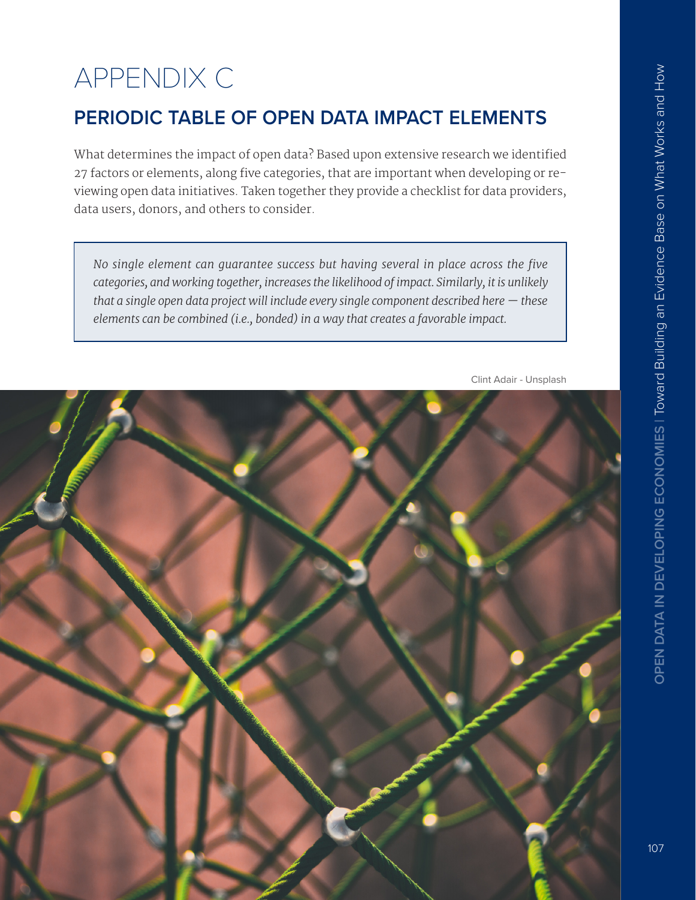# APPENDIX C

## PERIODIC TABLE OF OPEN DATA IMPACT ELEMENTS

What determines the impact of open data? Based upon extensive research we identified 27 factors or elements, along five categories, that are important when developing or reviewing open data initiatives. Taken together they provide a checklist for data providers, data users, donors, and others to consider.

> *No single element can guarantee success but having several in place across the five categories, and working together, increases the likelihood of impact. Similarly, it is unlikely that a single open data project will include every single component described here — these elements can be combined (i.e., bonded) in a way that creates a favorable impact.*

Clint Adair - Unsplash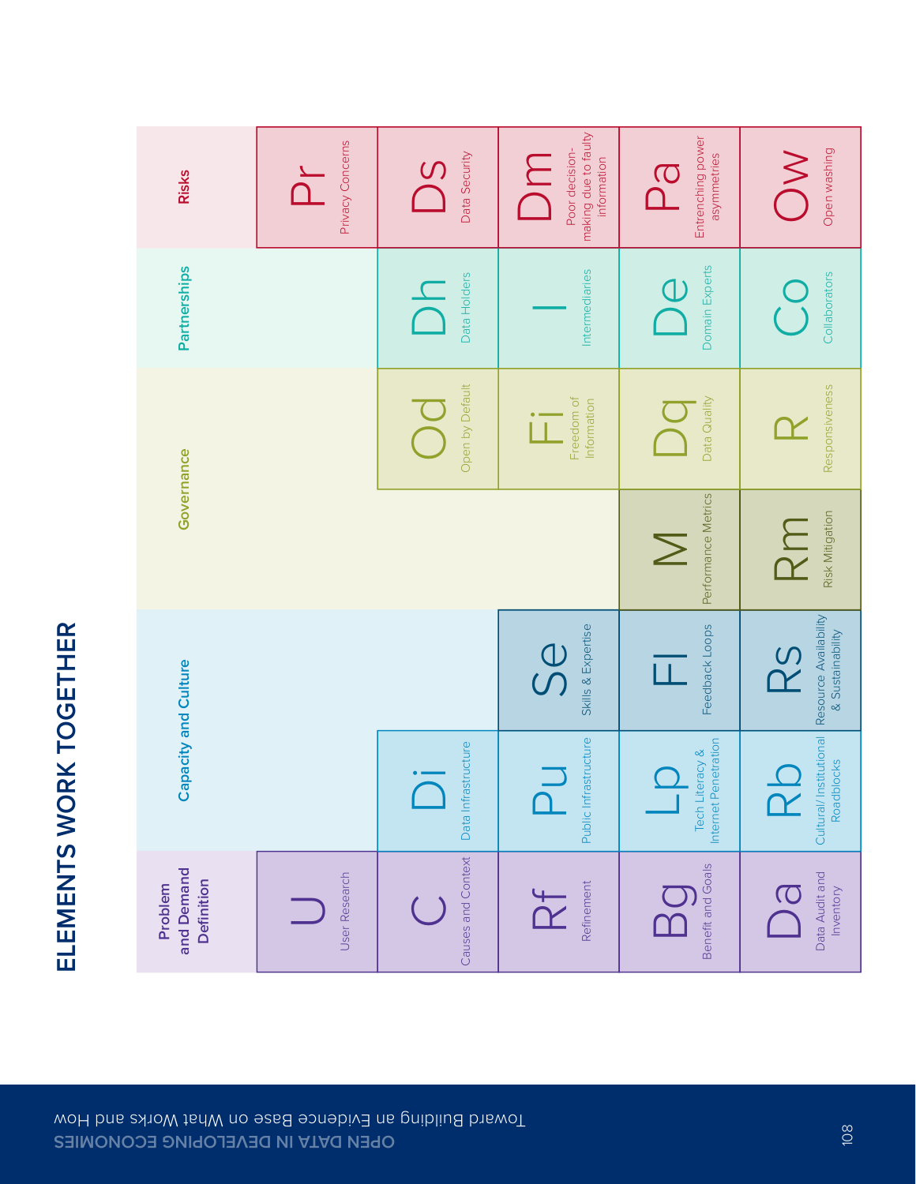# ELEMENTS WORK TOGETHER

| Problem and Demand Definition | Capacity and Culture | | Governance | | Partnerships | Risks |
|---|---|---|---|---|---|---|
| **U** User Research | | | | | | **Pr** Privacy Concerns |
| **C** Causes and Context | **Di** Data Infrastructure | | | **Od** Open by Default | **Dh** Data Holders | **Ds** Data Security |
| **Rf** Refinement | **Pu** Public Infrastructure | **Se** Skills & Expertise | | **Fi** Freedom of Information | **I** Intermediaries | **Dm** Poor decision-making due to faulty information |
| **Bg** Benefit and Goals | **Lp** Tech Literacy & Internet Penetration | **Fl** Feedback Loops | **M** Performance Metrics | **Dq** Data Quality | **De** Domain Experts | **Pa** Entrenching power asymmetries |
| **Da** Data Audit and Inventory | **Rb** Cultural/Institutional Roadblocks | **Rs** Resource Availability & Sustainability | **Rm** Risk Mitigation | **R** Responsiveness | **Co** Collaborators | **Ow** Open washing |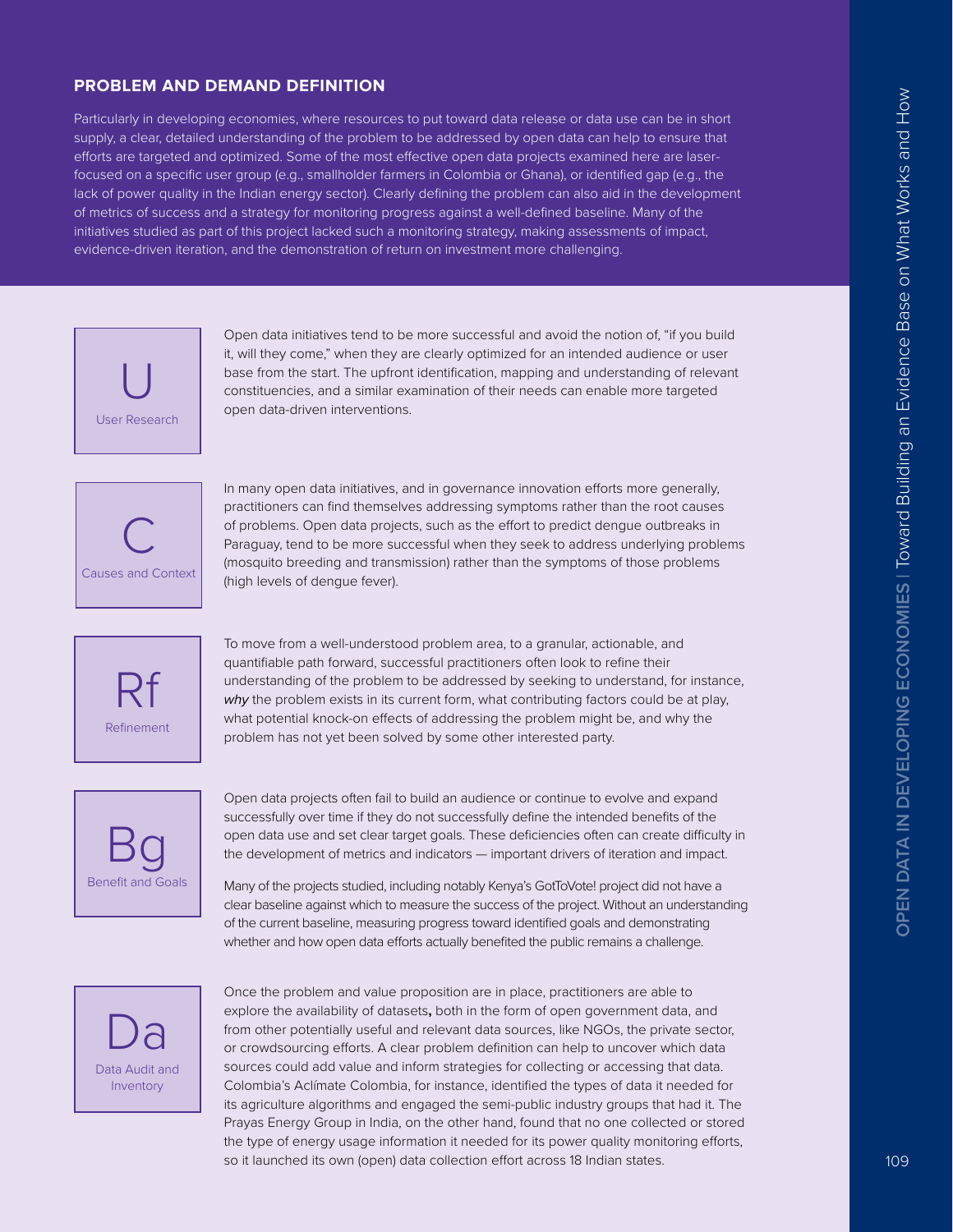## PROBLEM AND DEMAND DEFINITION

Particularly in developing economies, where resources to put toward data release or data use can be in short supply, a clear, detailed understanding of the problem to be addressed by open data can help to ensure that efforts are targeted and optimized. Some of the most effective open data projects examined here are laser-focused on a specific user group (e.g., smallholder farmers in Colombia or Ghana), or identified gap (e.g., the lack of power quality in the Indian energy sector). Clearly defining the problem can also aid in the development of metrics of success and a strategy for monitoring progress against a well-defined baseline. Many of the initiatives studied as part of this project lacked such a monitoring strategy, making assessments of impact, evidence-driven iteration, and the demonstration of return on investment more challenging.

**U — User Research**

Open data initiatives tend to be more successful and avoid the notion of, "if you build it, will they come," when they are clearly optimized for an intended audience or user base from the start. The upfront identification, mapping and understanding of relevant constituencies, and a similar examination of their needs can enable more targeted open data-driven interventions.

**C — Causes and Context**

In many open data initiatives, and in governance innovation efforts more generally, practitioners can find themselves addressing symptoms rather than the root causes of problems. Open data projects, such as the effort to predict dengue outbreaks in Paraguay, tend to be more successful when they seek to address underlying problems (mosquito breeding and transmission) rather than the symptoms of those problems (high levels of dengue fever).

**Rf — Refinement**

To move from a well-understood problem area, to a granular, actionable, and quantifiable path forward, successful practitioners often look to refine their understanding of the problem to be addressed by seeking to understand, for instance, *why* the problem exists in its current form, what contributing factors could be at play, what potential knock-on effects of addressing the problem might be, and why the problem has not yet been solved by some other interested party.

**Bg — Benefit and Goals**

Open data projects often fail to build an audience or continue to evolve and expand successfully over time if they do not successfully define the intended benefits of the open data use and set clear target goals. These deficiencies often can create difficulty in the development of metrics and indicators — important drivers of iteration and impact.

Many of the projects studied, including notably Kenya's GotToVote! project did not have a clear baseline against which to measure the success of the project. Without an understanding of the current baseline, measuring progress toward identified goals and demonstrating whether and how open data efforts actually benefited the public remains a challenge.

**Da — Data Audit and Inventory**

Once the problem and value proposition are in place, practitioners are able to explore the availability of datasets**,** both in the form of open government data, and from other potentially useful and relevant data sources, like NGOs, the private sector, or crowdsourcing efforts. A clear problem definition can help to uncover which data sources could add value and inform strategies for collecting or accessing that data. Colombia's Aclímate Colombia, for instance, identified the types of data it needed for its agriculture algorithms and engaged the semi-public industry groups that had it. The Prayas Energy Group in India, on the other hand, found that no one collected or stored the type of energy usage information it needed for its power quality monitoring efforts, so it launched its own (open) data collection effort across 18 Indian states.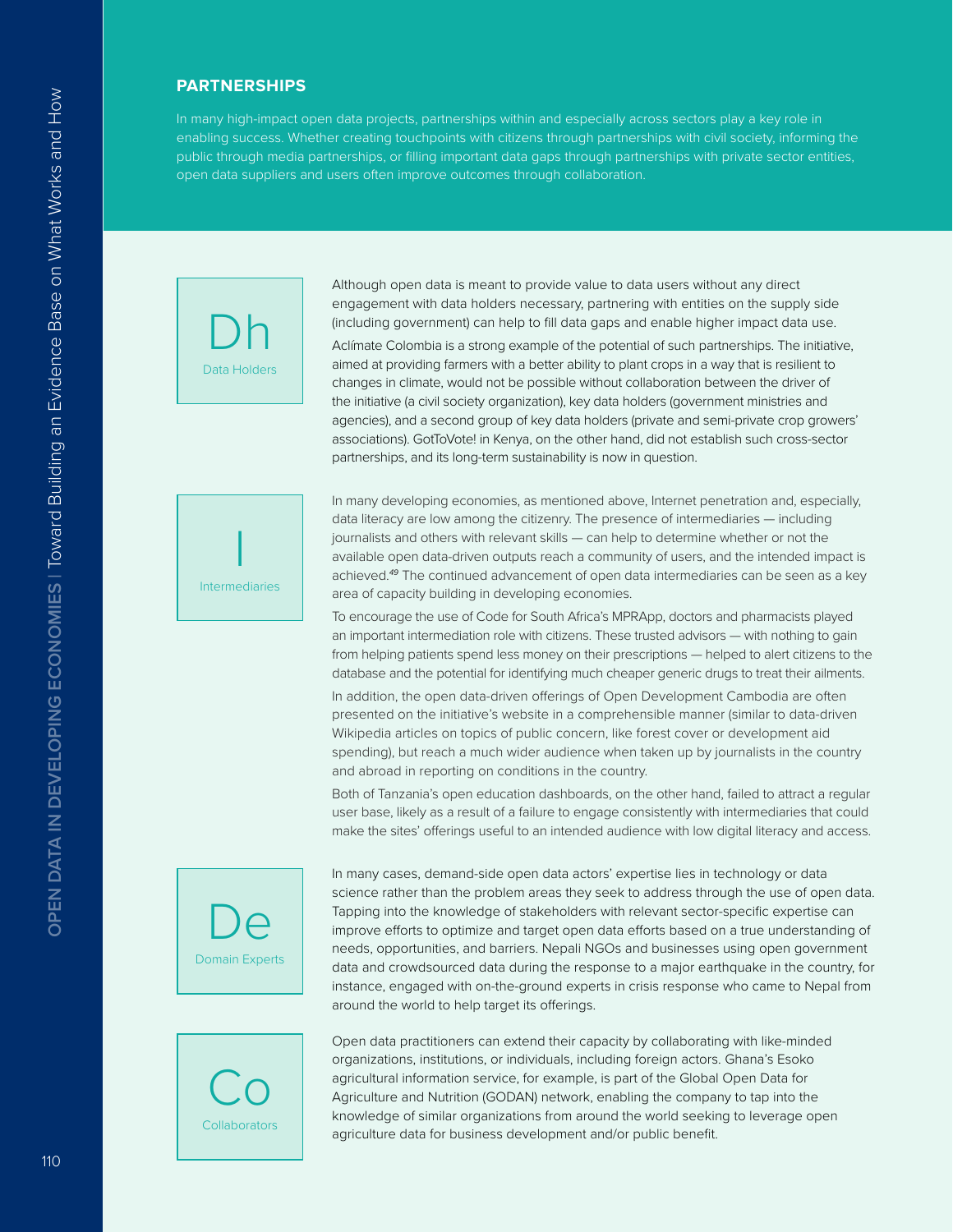## PARTNERSHIPS

In many high-impact open data projects, partnerships within and especially across sectors play a key role in enabling success. Whether creating touchpoints with citizens through partnerships with civil society, informing the public through media partnerships, or filling important data gaps through partnerships with private sector entities, open data suppliers and users often improve outcomes through collaboration.

### Dh — Data Holders

Although open data is meant to provide value to data users without any direct engagement with data holders necessary, partnering with entities on the supply side (including government) can help to fill data gaps and enable higher impact data use.

Aclímate Colombia is a strong example of the potential of such partnerships. The initiative, aimed at providing farmers with a better ability to plant crops in a way that is resilient to changes in climate, would not be possible without collaboration between the driver of the initiative (a civil society organization), key data holders (government ministries and agencies), and a second group of key data holders (private and semi-private crop growers' associations). GotToVote! in Kenya, on the other hand, did not establish such cross-sector partnerships, and its long-term sustainability is now in question.

### I — Intermediaries

In many developing economies, as mentioned above, Internet penetration and, especially, data literacy are low among the citizenry. The presence of intermediaries — including journalists and others with relevant skills — can help to determine whether or not the available open data-driven outputs reach a community of users, and the intended impact is achieved.[49] The continued advancement of open data intermediaries can be seen as a key area of capacity building in developing economies.

To encourage the use of Code for South Africa's MPRApp, doctors and pharmacists played an important intermediation role with citizens. These trusted advisors — with nothing to gain from helping patients spend less money on their prescriptions — helped to alert citizens to the database and the potential for identifying much cheaper generic drugs to treat their ailments.

In addition, the open data-driven offerings of Open Development Cambodia are often presented on the initiative's website in a comprehensible manner (similar to data-driven Wikipedia articles on topics of public concern, like forest cover or development aid spending), but reach a much wider audience when taken up by journalists in the country and abroad in reporting on conditions in the country.

Both of Tanzania's open education dashboards, on the other hand, failed to attract a regular user base, likely as a result of a failure to engage consistently with intermediaries that could make the sites' offerings useful to an intended audience with low digital literacy and access.

### De — Domain Experts

In many cases, demand-side open data actors' expertise lies in technology or data science rather than the problem areas they seek to address through the use of open data. Tapping into the knowledge of stakeholders with relevant sector-specific expertise can improve efforts to optimize and target open data efforts based on a true understanding of needs, opportunities, and barriers. Nepali NGOs and businesses using open government data and crowdsourced data during the response to a major earthquake in the country, for instance, engaged with on-the-ground experts in crisis response who came to Nepal from around the world to help target its offerings.

### Co — Collaborators

Open data practitioners can extend their capacity by collaborating with like-minded organizations, institutions, or individuals, including foreign actors. Ghana's Esoko agricultural information service, for example, is part of the Global Open Data for Agriculture and Nutrition (GODAN) network, enabling the company to tap into the knowledge of similar organizations from around the world seeking to leverage open agriculture data for business development and/or public benefit.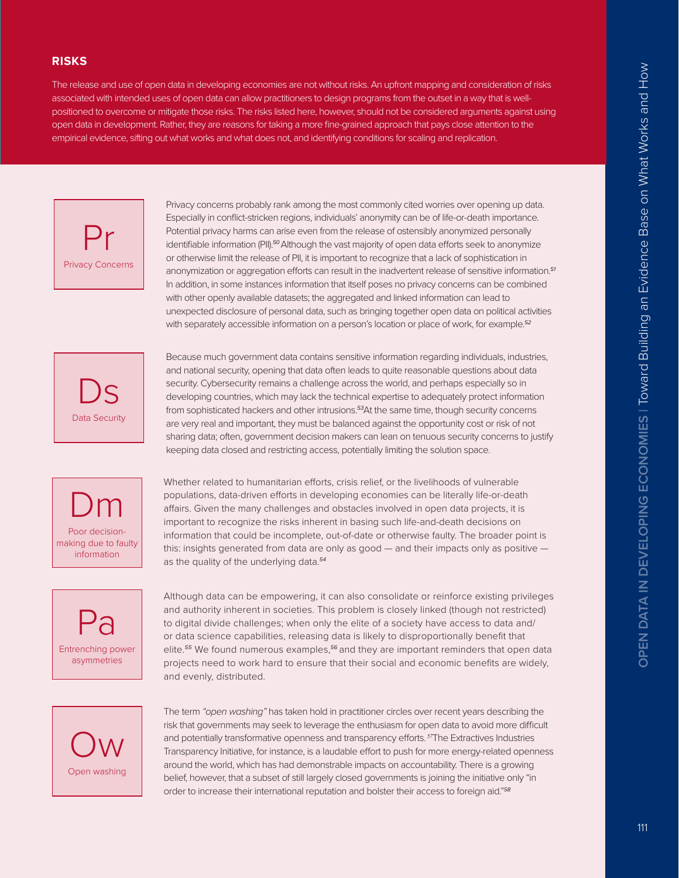## RISKS

The release and use of open data in developing economies are not without risks. An upfront mapping and consideration of risks associated with intended uses of open data can allow practitioners to design programs from the outset in a way that is well-positioned to overcome or mitigate those risks. The risks listed here, however, should not be considered arguments against using open data in development. Rather, they are reasons for taking a more fine-grained approach that pays close attention to the empirical evidence, sifting out what works and what does not, and identifying conditions for scaling and replication.

### Pr — Privacy Concerns

Privacy concerns probably rank among the most commonly cited worries over opening up data. Especially in conflict-stricken regions, individuals' anonymity can be of life-or-death importance. Potential privacy harms can arise even from the release of ostensibly anonymized personally identifiable information (PII).[50] Although the vast majority of open data efforts seek to anonymize or otherwise limit the release of PII, it is important to recognize that a lack of sophistication in anonymization or aggregation efforts can result in the inadvertent release of sensitive information.[51] In addition, in some instances information that itself poses no privacy concerns can be combined with other openly available datasets; the aggregated and linked information can lead to unexpected disclosure of personal data, such as bringing together open data on political activities with separately accessible information on a person's location or place of work, for example.[52]

### Ds — Data Security

Because much government data contains sensitive information regarding individuals, industries, and national security, opening that data often leads to quite reasonable questions about data security. Cybersecurity remains a challenge across the world, and perhaps especially so in developing countries, which may lack the technical expertise to adequately protect information from sophisticated hackers and other intrusions.[53] At the same time, though security concerns are very real and important, they must be balanced against the opportunity cost or risk of not sharing data; often, government decision makers can lean on tenuous security concerns to justify keeping data closed and restricting access, potentially limiting the solution space.

### Dm — Poor decision-making due to faulty information

Whether related to humanitarian efforts, crisis relief, or the livelihoods of vulnerable populations, data-driven efforts in developing economies can be literally life-or-death affairs. Given the many challenges and obstacles involved in open data projects, it is important to recognize the risks inherent in basing such life-and-death decisions on information that could be incomplete, out-of-date or otherwise faulty. The broader point is this: insights generated from data are only as good — and their impacts only as positive — as the quality of the underlying data.[54]

### Pa — Entrenching power asymmetries

Although data can be empowering, it can also consolidate or reinforce existing privileges and authority inherent in societies. This problem is closely linked (though not restricted) to digital divide challenges; when only the elite of a society have access to data and/or data science capabilities, releasing data is likely to disproportionally benefit that elite.[55] We found numerous examples,[56] and they are important reminders that open data projects need to work hard to ensure that their social and economic benefits are widely, and evenly, distributed.

### Ow — Open washing

The term *"open washing"* has taken hold in practitioner circles over recent years describing the risk that governments may seek to leverage the enthusiasm for open data to avoid more difficult and potentially transformative openness and transparency efforts.[57] The Extractives Industries Transparency Initiative, for instance, is a laudable effort to push for more energy-related openness around the world, which has had demonstrable impacts on accountability. There is a growing belief, however, that a subset of still largely closed governments is joining the initiative only "in order to increase their international reputation and bolster their access to foreign aid."[58]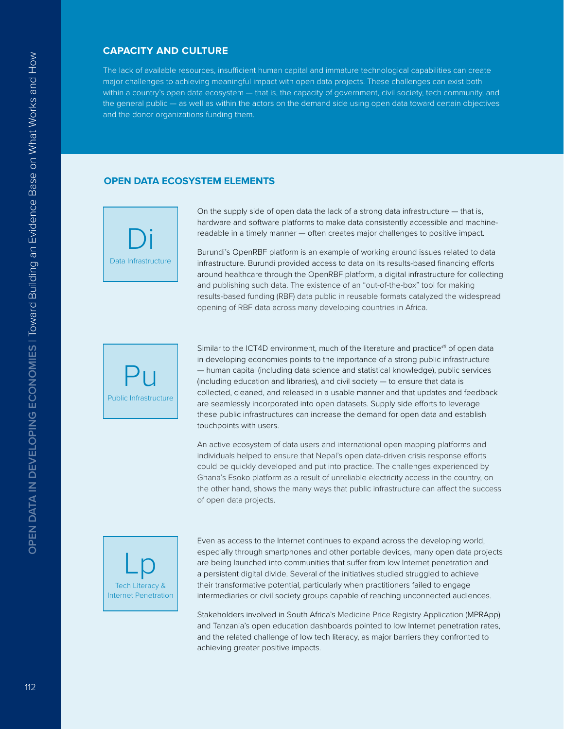## CAPACITY AND CULTURE

The lack of available resources, insufficient human capital and immature technological capabilities can create major challenges to achieving meaningful impact with open data projects. These challenges can exist both within a country's open data ecosystem — that is, the capacity of government, civil society, tech community, and the general public — as well as within the actors on the demand side using open data toward certain objectives and the donor organizations funding them.

### OPEN DATA ECOSYSTEM ELEMENTS

**Di**
Data Infrastructure

On the supply side of open data the lack of a strong data infrastructure — that is, hardware and software platforms to make data consistently accessible and machine-readable in a timely manner — often creates major challenges to positive impact.

Burundi's OpenRBF platform is an example of working around issues related to data infrastructure. Burundi provided access to data on its results-based financing efforts around healthcare through the OpenRBF platform, a digital infrastructure for collecting and publishing such data. The existence of an "out-of-the-box" tool for making results-based funding (RBF) data public in reusable formats catalyzed the widespread opening of RBF data across many developing countries in Africa.

**Pu**
Public Infrastructure

Similar to the ICT4D environment, much of the literature and practice[48] of open data in developing economies points to the importance of a strong public infrastructure — human capital (including data science and statistical knowledge), public services (including education and libraries), and civil society — to ensure that data is collected, cleaned, and released in a usable manner and that updates and feedback are seamlessly incorporated into open datasets. Supply side efforts to leverage these public infrastructures can increase the demand for open data and establish touchpoints with users.

An active ecosystem of data users and international open mapping platforms and individuals helped to ensure that Nepal's open data-driven crisis response efforts could be quickly developed and put into practice. The challenges experienced by Ghana's Esoko platform as a result of unreliable electricity access in the country, on the other hand, shows the many ways that public infrastructure can affect the success of open data projects.

**Lp**
Tech Literacy & Internet Penetration

Even as access to the Internet continues to expand across the developing world, especially through smartphones and other portable devices, many open data projects are being launched into communities that suffer from low Internet penetration and a persistent digital divide. Several of the initiatives studied struggled to achieve their transformative potential, particularly when practitioners failed to engage intermediaries or civil society groups capable of reaching unconnected audiences.

Stakeholders involved in South Africa's Medicine Price Registry Application (MPRApp) and Tanzania's open education dashboards pointed to low Internet penetration rates, and the related challenge of low tech literacy, as major barriers they confronted to achieving greater positive impacts.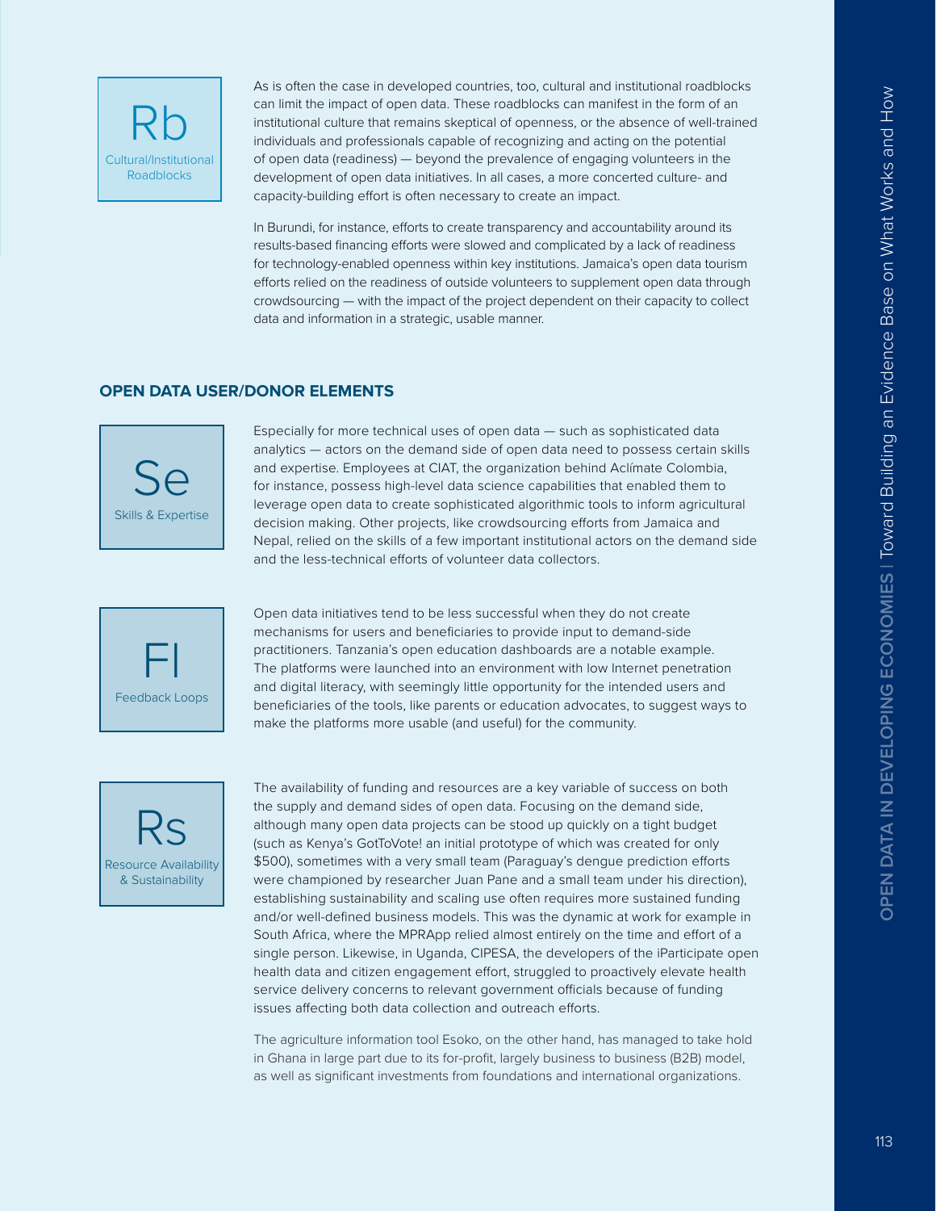**Rb**
Cultural/Institutional Roadblocks

As is often the case in developed countries, too, cultural and institutional roadblocks can limit the impact of open data. These roadblocks can manifest in the form of an institutional culture that remains skeptical of openness, or the absence of well-trained individuals and professionals capable of recognizing and acting on the potential of open data (readiness) — beyond the prevalence of engaging volunteers in the development of open data initiatives. In all cases, a more concerted culture- and capacity-building effort is often necessary to create an impact.

In Burundi, for instance, efforts to create transparency and accountability around its results-based financing efforts were slowed and complicated by a lack of readiness for technology-enabled openness within key institutions. Jamaica's open data tourism efforts relied on the readiness of outside volunteers to supplement open data through crowdsourcing — with the impact of the project dependent on their capacity to collect data and information in a strategic, usable manner.

## OPEN DATA USER/DONOR ELEMENTS

**Se**
Skills & Expertise

Especially for more technical uses of open data — such as sophisticated data analytics — actors on the demand side of open data need to possess certain skills and expertise. Employees at CIAT, the organization behind Aclímate Colombia, for instance, possess high-level data science capabilities that enabled them to leverage open data to create sophisticated algorithmic tools to inform agricultural decision making. Other projects, like crowdsourcing efforts from Jamaica and Nepal, relied on the skills of a few important institutional actors on the demand side and the less-technical efforts of volunteer data collectors.

**Fl**
Feedback Loops

Open data initiatives tend to be less successful when they do not create mechanisms for users and beneficiaries to provide input to demand-side practitioners. Tanzania's open education dashboards are a notable example. The platforms were launched into an environment with low Internet penetration and digital literacy, with seemingly little opportunity for the intended users and beneficiaries of the tools, like parents or education advocates, to suggest ways to make the platforms more usable (and useful) for the community.

**Rs**
Resource Availability & Sustainability

The availability of funding and resources are a key variable of success on both the supply and demand sides of open data. Focusing on the demand side, although many open data projects can be stood up quickly on a tight budget (such as Kenya's GotToVote! an initial prototype of which was created for only $500), sometimes with a very small team (Paraguay's dengue prediction efforts were championed by researcher Juan Pane and a small team under his direction), establishing sustainability and scaling use often requires more sustained funding and/or well-defined business models. This was the dynamic at work for example in South Africa, where the MPRApp relied almost entirely on the time and effort of a single person. Likewise, in Uganda, CIPESA, the developers of the iParticipate open health data and citizen engagement effort, struggled to proactively elevate health service delivery concerns to relevant government officials because of funding issues affecting both data collection and outreach efforts.

The agriculture information tool Esoko, on the other hand, has managed to take hold in Ghana in large part due to its for-profit, largely business to business (B2B) model, as well as significant investments from foundations and international organizations.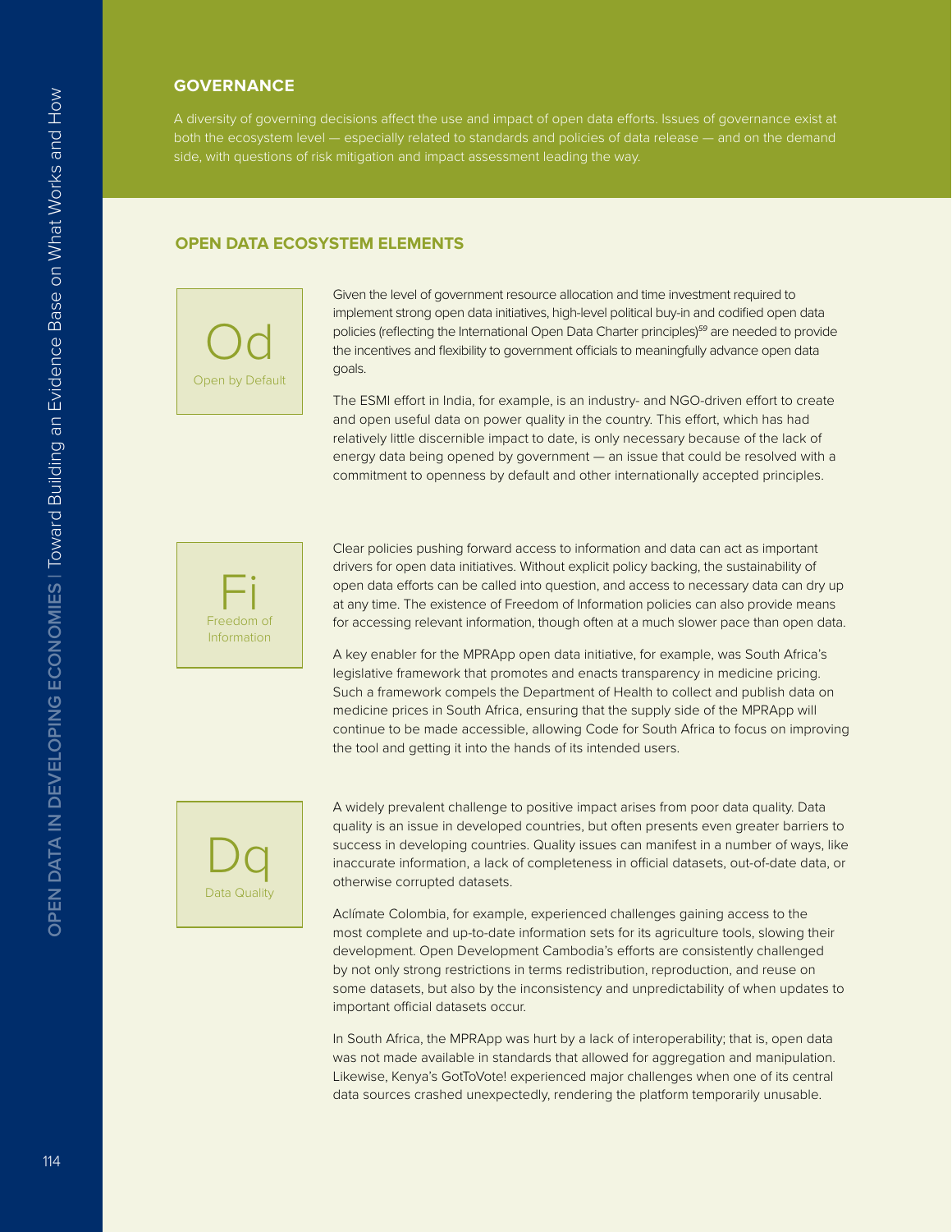## GOVERNANCE

A diversity of governing decisions affect the use and impact of open data efforts. Issues of governance exist at both the ecosystem level — especially related to standards and policies of data release — and on the demand side, with questions of risk mitigation and impact assessment leading the way.

### OPEN DATA ECOSYSTEM ELEMENTS

**Od** — Open by Default

Given the level of government resource allocation and time investment required to implement strong open data initiatives, high-level political buy-in and codified open data policies (reflecting the International Open Data Charter principles)[59] are needed to provide the incentives and flexibility to government officials to meaningfully advance open data goals.

The ESMI effort in India, for example, is an industry- and NGO-driven effort to create and open useful data on power quality in the country. This effort, which has had relatively little discernible impact to date, is only necessary because of the lack of energy data being opened by government — an issue that could be resolved with a commitment to openness by default and other internationally accepted principles.

**Fi** — Freedom of Information

Clear policies pushing forward access to information and data can act as important drivers for open data initiatives. Without explicit policy backing, the sustainability of open data efforts can be called into question, and access to necessary data can dry up at any time. The existence of Freedom of Information policies can also provide means for accessing relevant information, though often at a much slower pace than open data.

A key enabler for the MPRApp open data initiative, for example, was South Africa's legislative framework that promotes and enacts transparency in medicine pricing. Such a framework compels the Department of Health to collect and publish data on medicine prices in South Africa, ensuring that the supply side of the MPRApp will continue to be made accessible, allowing Code for South Africa to focus on improving the tool and getting it into the hands of its intended users.

**Dq** — Data Quality

A widely prevalent challenge to positive impact arises from poor data quality. Data quality is an issue in developed countries, but often presents even greater barriers to success in developing countries. Quality issues can manifest in a number of ways, like inaccurate information, a lack of completeness in official datasets, out-of-date data, or otherwise corrupted datasets.

Aclímate Colombia, for example, experienced challenges gaining access to the most complete and up-to-date information sets for its agriculture tools, slowing their development. Open Development Cambodia's efforts are consistently challenged by not only strong restrictions in terms redistribution, reproduction, and reuse on some datasets, but also by the inconsistency and unpredictability of when updates to important official datasets occur.

In South Africa, the MPRApp was hurt by a lack of interoperability; that is, open data was not made available in standards that allowed for aggregation and manipulation. Likewise, Kenya's GotToVote! experienced major challenges when one of its central data sources crashed unexpectedly, rendering the platform temporarily unusable.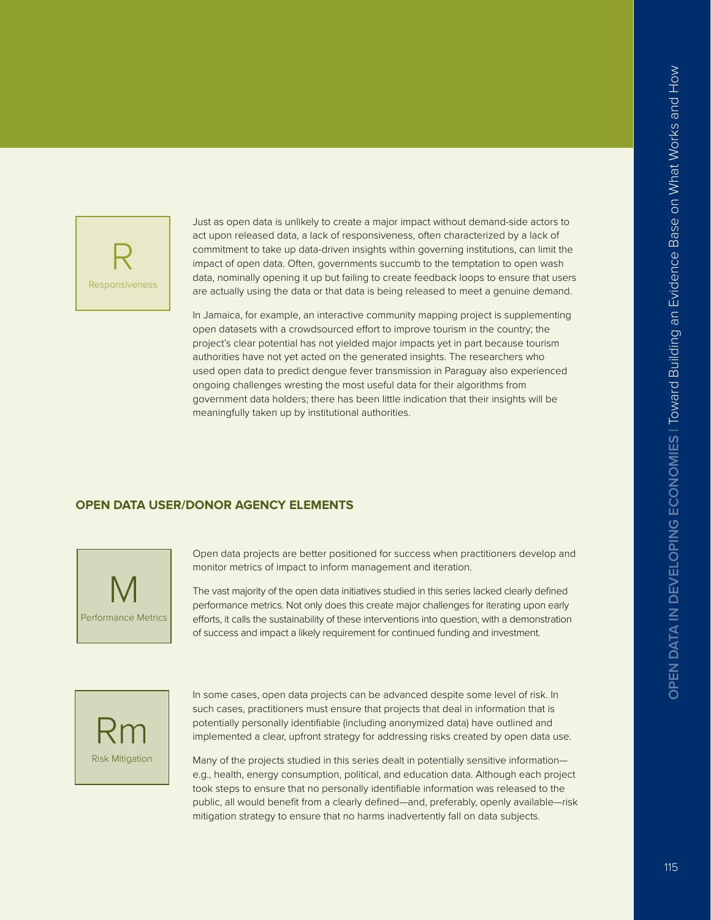**R**
**Responsiveness**

Just as open data is unlikely to create a major impact without demand-side actors to act upon released data, a lack of responsiveness, often characterized by a lack of commitment to take up data-driven insights within governing institutions, can limit the impact of open data. Often, governments succumb to the temptation to open wash data, nominally opening it up but failing to create feedback loops to ensure that users are actually using the data or that data is being released to meet a genuine demand.

In Jamaica, for example, an interactive community mapping project is supplementing open datasets with a crowdsourced effort to improve tourism in the country; the project's clear potential has not yielded major impacts yet in part because tourism authorities have not yet acted on the generated insights. The researchers who used open data to predict dengue fever transmission in Paraguay also experienced ongoing challenges wresting the most useful data for their algorithms from government data holders; there has been little indication that their insights will be meaningfully taken up by institutional authorities.

## OPEN DATA USER/DONOR AGENCY ELEMENTS

**M**
**Performance Metrics**

Open data projects are better positioned for success when practitioners develop and monitor metrics of impact to inform management and iteration.

The vast majority of the open data initiatives studied in this series lacked clearly defined performance metrics. Not only does this create major challenges for iterating upon early efforts, it calls the sustainability of these interventions into question, with a demonstration of success and impact a likely requirement for continued funding and investment.

**Rm**
**Risk Mitigation**

In some cases, open data projects can be advanced despite some level of risk. In such cases, practitioners must ensure that projects that deal in information that is potentially personally identifiable (including anonymized data) have outlined and implemented a clear, upfront strategy for addressing risks created by open data use.

Many of the projects studied in this series dealt in potentially sensitive information—e.g., health, energy consumption, political, and education data. Although each project took steps to ensure that no personally identifiable information was released to the public, all would benefit from a clearly defined—and, preferably, openly available—risk mitigation strategy to ensure that no harms inadvertently fall on data subjects.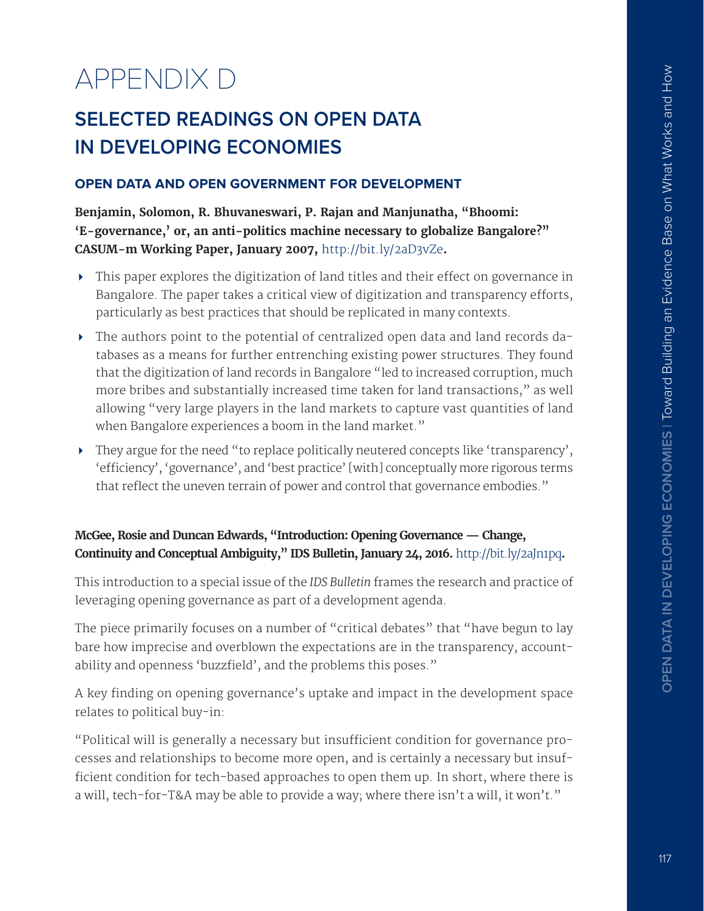# APPENDIX D

## SELECTED READINGS ON OPEN DATA IN DEVELOPING ECONOMIES

### OPEN DATA AND OPEN GOVERNMENT FOR DEVELOPMENT

**Benjamin, Solomon, R. Bhuvaneswari, P. Rajan and Manjunatha, "Bhoomi: 'E-governance,' or, an anti-politics machine necessary to globalize Bangalore?" CASUM-m Working Paper, January 2007,** http://bit.ly/2aD3vZe**.**

- This paper explores the digitization of land titles and their effect on governance in Bangalore. The paper takes a critical view of digitization and transparency efforts, particularly as best practices that should be replicated in many contexts.
- The authors point to the potential of centralized open data and land records databases as a means for further entrenching existing power structures. They found that the digitization of land records in Bangalore "led to increased corruption, much more bribes and substantially increased time taken for land transactions," as well allowing "very large players in the land markets to capture vast quantities of land when Bangalore experiences a boom in the land market."
- They argue for the need "to replace politically neutered concepts like 'transparency', 'efficiency', 'governance', and 'best practice' [with] conceptually more rigorous terms that reflect the uneven terrain of power and control that governance embodies."

**McGee, Rosie and Duncan Edwards, "Introduction: Opening Governance — Change, Continuity and Conceptual Ambiguity," IDS Bulletin, January 24, 2016.** http://bit.ly/2aJn1pq**.**

This introduction to a special issue of the *IDS Bulletin* frames the research and practice of leveraging opening governance as part of a development agenda.

The piece primarily focuses on a number of "critical debates" that "have begun to lay bare how imprecise and overblown the expectations are in the transparency, accountability and openness 'buzzfield', and the problems this poses."

A key finding on opening governance's uptake and impact in the development space relates to political buy-in:

"Political will is generally a necessary but insufficient condition for governance processes and relationships to become more open, and is certainly a necessary but insufficient condition for tech-based approaches to open them up. In short, where there is a will, tech-for-T&A may be able to provide a way; where there isn't a will, it won't."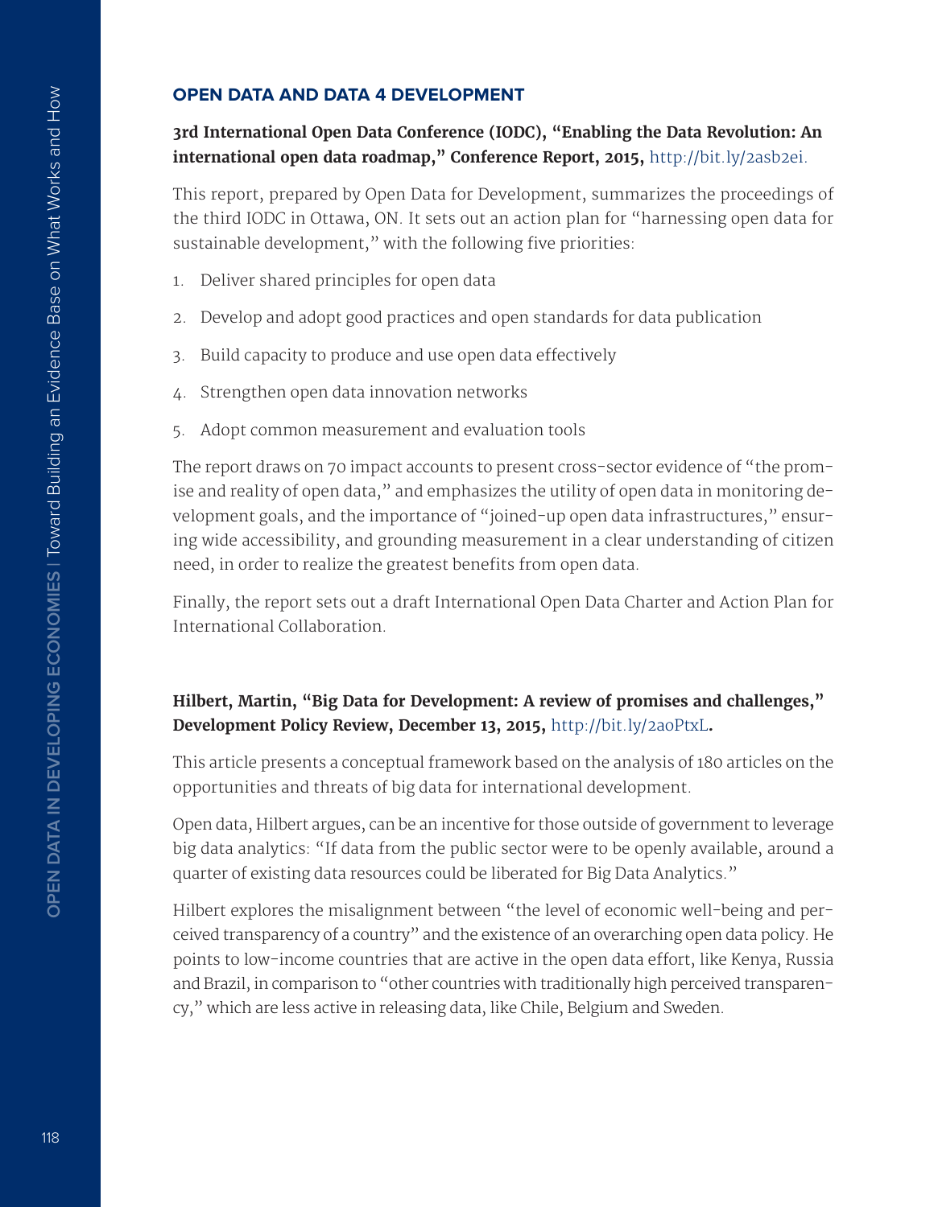## OPEN DATA AND DATA 4 DEVELOPMENT

**3rd International Open Data Conference (IODC), "Enabling the Data Revolution: An international open data roadmap," Conference Report, 2015,** http://bit.ly/2asb2ei.

This report, prepared by Open Data for Development, summarizes the proceedings of the third IODC in Ottawa, ON. It sets out an action plan for "harnessing open data for sustainable development," with the following five priorities:

1. Deliver shared principles for open data
2. Develop and adopt good practices and open standards for data publication
3. Build capacity to produce and use open data effectively
4. Strengthen open data innovation networks
5. Adopt common measurement and evaluation tools

The report draws on 70 impact accounts to present cross-sector evidence of "the promise and reality of open data," and emphasizes the utility of open data in monitoring development goals, and the importance of "joined-up open data infrastructures," ensuring wide accessibility, and grounding measurement in a clear understanding of citizen need, in order to realize the greatest benefits from open data.

Finally, the report sets out a draft International Open Data Charter and Action Plan for International Collaboration.

**Hilbert, Martin, "Big Data for Development: A review of promises and challenges," Development Policy Review, December 13, 2015,** http://bit.ly/2aoPtxL**.**

This article presents a conceptual framework based on the analysis of 180 articles on the opportunities and threats of big data for international development.

Open data, Hilbert argues, can be an incentive for those outside of government to leverage big data analytics: "If data from the public sector were to be openly available, around a quarter of existing data resources could be liberated for Big Data Analytics."

Hilbert explores the misalignment between "the level of economic well-being and perceived transparency of a country" and the existence of an overarching open data policy. He points to low-income countries that are active in the open data effort, like Kenya, Russia and Brazil, in comparison to "other countries with traditionally high perceived transparency," which are less active in releasing data, like Chile, Belgium and Sweden.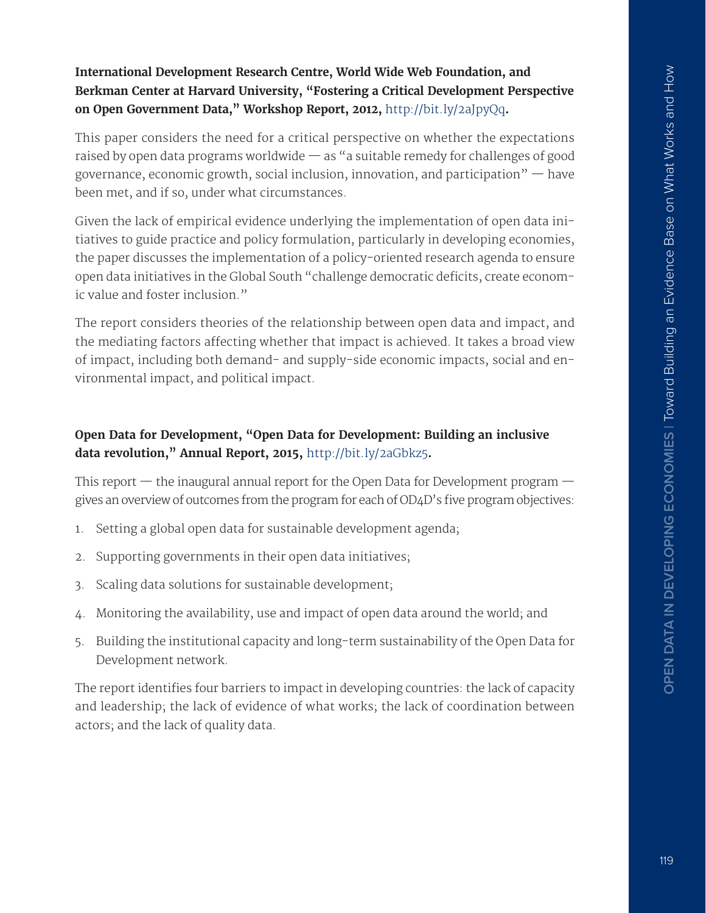**International Development Research Centre, World Wide Web Foundation, and Berkman Center at Harvard University, "Fostering a Critical Development Perspective on Open Government Data," Workshop Report, 2012,** http://bit.ly/2aJpyQq**.**

This paper considers the need for a critical perspective on whether the expectations raised by open data programs worldwide — as "a suitable remedy for challenges of good governance, economic growth, social inclusion, innovation, and participation" — have been met, and if so, under what circumstances.

Given the lack of empirical evidence underlying the implementation of open data initiatives to guide practice and policy formulation, particularly in developing economies, the paper discusses the implementation of a policy-oriented research agenda to ensure open data initiatives in the Global South "challenge democratic deficits, create economic value and foster inclusion."

The report considers theories of the relationship between open data and impact, and the mediating factors affecting whether that impact is achieved. It takes a broad view of impact, including both demand- and supply-side economic impacts, social and environmental impact, and political impact.

**Open Data for Development, "Open Data for Development: Building an inclusive data revolution," Annual Report, 2015,** http://bit.ly/2aGbkz5**.**

This report — the inaugural annual report for the Open Data for Development program — gives an overview of outcomes from the program for each of OD4D's five program objectives:

1. Setting a global open data for sustainable development agenda;
2. Supporting governments in their open data initiatives;
3. Scaling data solutions for sustainable development;
4. Monitoring the availability, use and impact of open data around the world; and
5. Building the institutional capacity and long-term sustainability of the Open Data for Development network.

The report identifies four barriers to impact in developing countries: the lack of capacity and leadership; the lack of evidence of what works; the lack of coordination between actors; and the lack of quality data.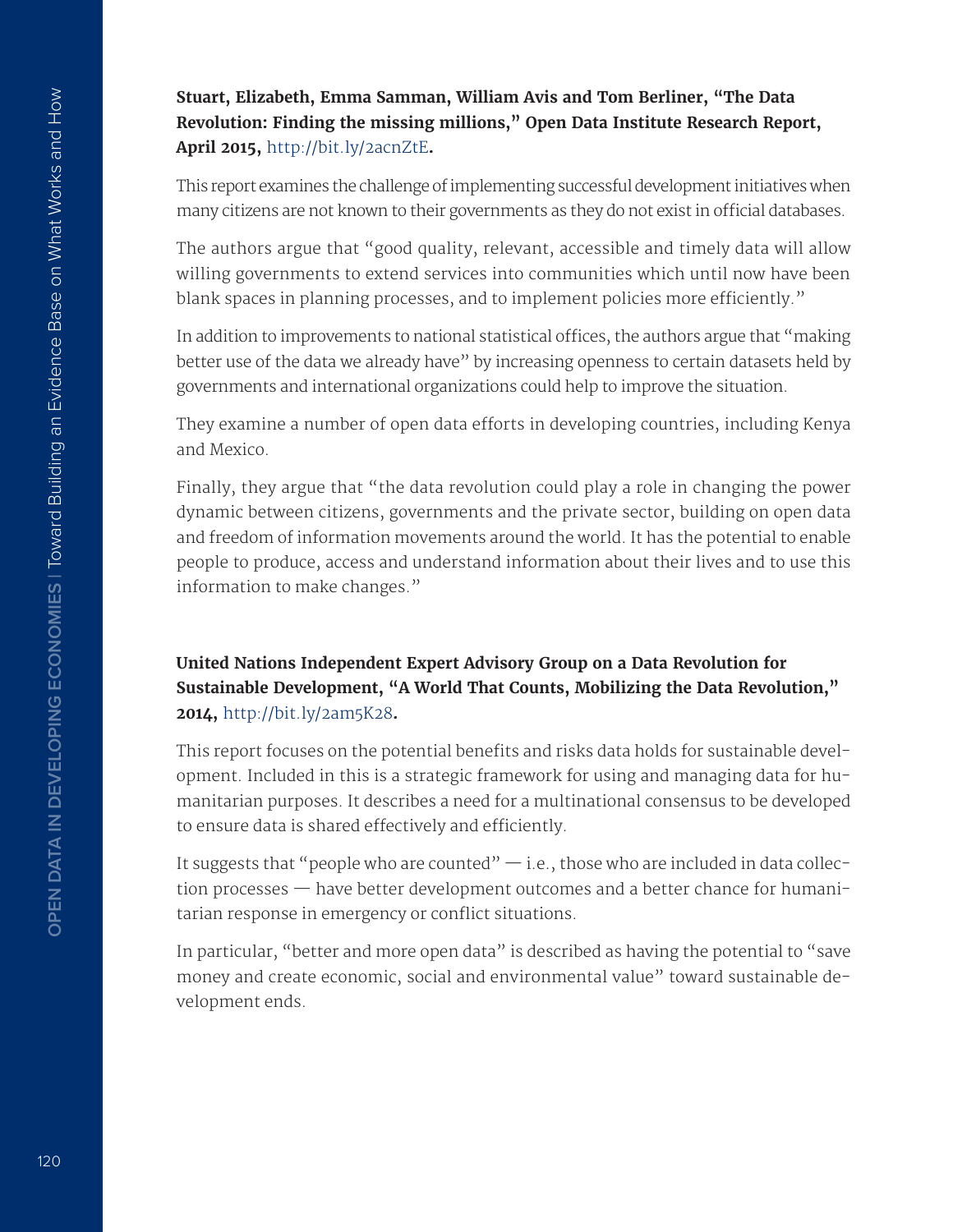**Stuart, Elizabeth, Emma Samman, William Avis and Tom Berliner, "The Data Revolution: Finding the missing millions," Open Data Institute Research Report, April 2015,** http://bit.ly/2acnZtE**.**

This report examines the challenge of implementing successful development initiatives when many citizens are not known to their governments as they do not exist in official databases.

The authors argue that "good quality, relevant, accessible and timely data will allow willing governments to extend services into communities which until now have been blank spaces in planning processes, and to implement policies more efficiently."

In addition to improvements to national statistical offices, the authors argue that "making better use of the data we already have" by increasing openness to certain datasets held by governments and international organizations could help to improve the situation.

They examine a number of open data efforts in developing countries, including Kenya and Mexico.

Finally, they argue that "the data revolution could play a role in changing the power dynamic between citizens, governments and the private sector, building on open data and freedom of information movements around the world. It has the potential to enable people to produce, access and understand information about their lives and to use this information to make changes."

**United Nations Independent Expert Advisory Group on a Data Revolution for Sustainable Development, "A World That Counts, Mobilizing the Data Revolution," 2014,** http://bit.ly/2am5K28**.**

This report focuses on the potential benefits and risks data holds for sustainable development. Included in this is a strategic framework for using and managing data for humanitarian purposes. It describes a need for a multinational consensus to be developed to ensure data is shared effectively and efficiently.

It suggests that "people who are counted" — i.e., those who are included in data collection processes — have better development outcomes and a better chance for humanitarian response in emergency or conflict situations.

In particular, "better and more open data" is described as having the potential to "save money and create economic, social and environmental value" toward sustainable development ends.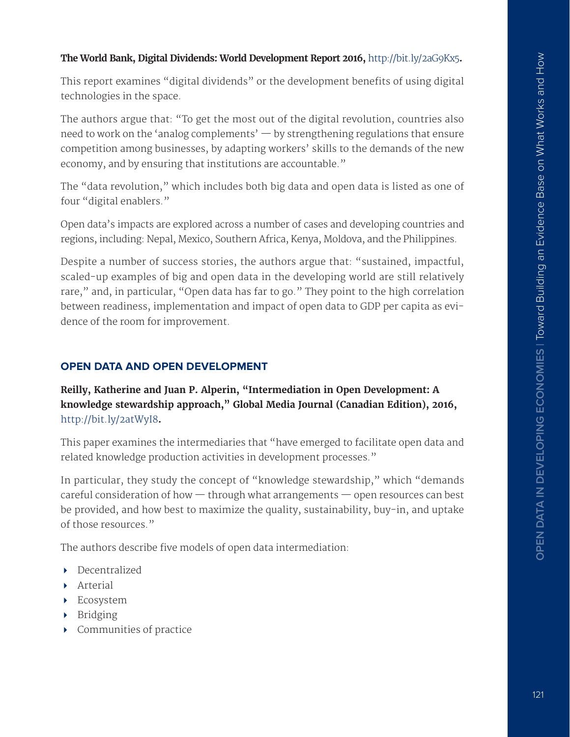**The World Bank, Digital Dividends: World Development Report 2016,** http://bit.ly/2aG9Kx5**.**

This report examines "digital dividends" or the development benefits of using digital technologies in the space.

The authors argue that: "To get the most out of the digital revolution, countries also need to work on the 'analog complements' — by strengthening regulations that ensure competition among businesses, by adapting workers' skills to the demands of the new economy, and by ensuring that institutions are accountable."

The "data revolution," which includes both big data and open data is listed as one of four "digital enablers."

Open data's impacts are explored across a number of cases and developing countries and regions, including: Nepal, Mexico, Southern Africa, Kenya, Moldova, and the Philippines.

Despite a number of success stories, the authors argue that: "sustained, impactful, scaled-up examples of big and open data in the developing world are still relatively rare," and, in particular, "Open data has far to go." They point to the high correlation between readiness, implementation and impact of open data to GDP per capita as evidence of the room for improvement.

## OPEN DATA AND OPEN DEVELOPMENT

**Reilly, Katherine and Juan P. Alperin, "Intermediation in Open Development: A knowledge stewardship approach," Global Media Journal (Canadian Edition), 2016,** http://bit.ly/2atWyI8**.**

This paper examines the intermediaries that "have emerged to facilitate open data and related knowledge production activities in development processes."

In particular, they study the concept of "knowledge stewardship," which "demands careful consideration of how — through what arrangements — open resources can best be provided, and how best to maximize the quality, sustainability, buy-in, and uptake of those resources."

The authors describe five models of open data intermediation:

- Decentralized
- Arterial
- Ecosystem
- Bridging
- Communities of practice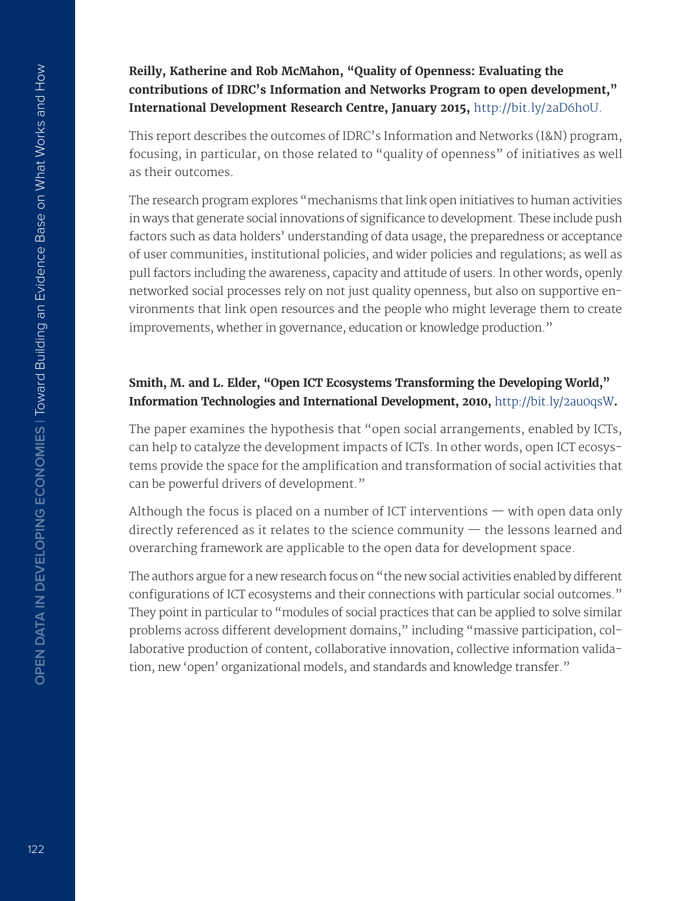**Reilly, Katherine and Rob McMahon, "Quality of Openness: Evaluating the contributions of IDRC's Information and Networks Program to open development," International Development Research Centre, January 2015,** http://bit.ly/2aD6h0U.

This report describes the outcomes of IDRC's Information and Networks (I&N) program, focusing, in particular, on those related to "quality of openness" of initiatives as well as their outcomes.

The research program explores "mechanisms that link open initiatives to human activities in ways that generate social innovations of significance to development. These include push factors such as data holders' understanding of data usage, the preparedness or acceptance of user communities, institutional policies, and wider policies and regulations; as well as pull factors including the awareness, capacity and attitude of users. In other words, openly networked social processes rely on not just quality openness, but also on supportive environments that link open resources and the people who might leverage them to create improvements, whether in governance, education or knowledge production."

**Smith, M. and L. Elder, "Open ICT Ecosystems Transforming the Developing World," Information Technologies and International Development, 2010,** http://bit.ly/2au0qsW**.**

The paper examines the hypothesis that "open social arrangements, enabled by ICTs, can help to catalyze the development impacts of ICTs. In other words, open ICT ecosystems provide the space for the amplification and transformation of social activities that can be powerful drivers of development."

Although the focus is placed on a number of ICT interventions — with open data only directly referenced as it relates to the science community — the lessons learned and overarching framework are applicable to the open data for development space.

The authors argue for a new research focus on "the new social activities enabled by different configurations of ICT ecosystems and their connections with particular social outcomes." They point in particular to "modules of social practices that can be applied to solve similar problems across different development domains," including "massive participation, collaborative production of content, collaborative innovation, collective information validation, new 'open' organizational models, and standards and knowledge transfer."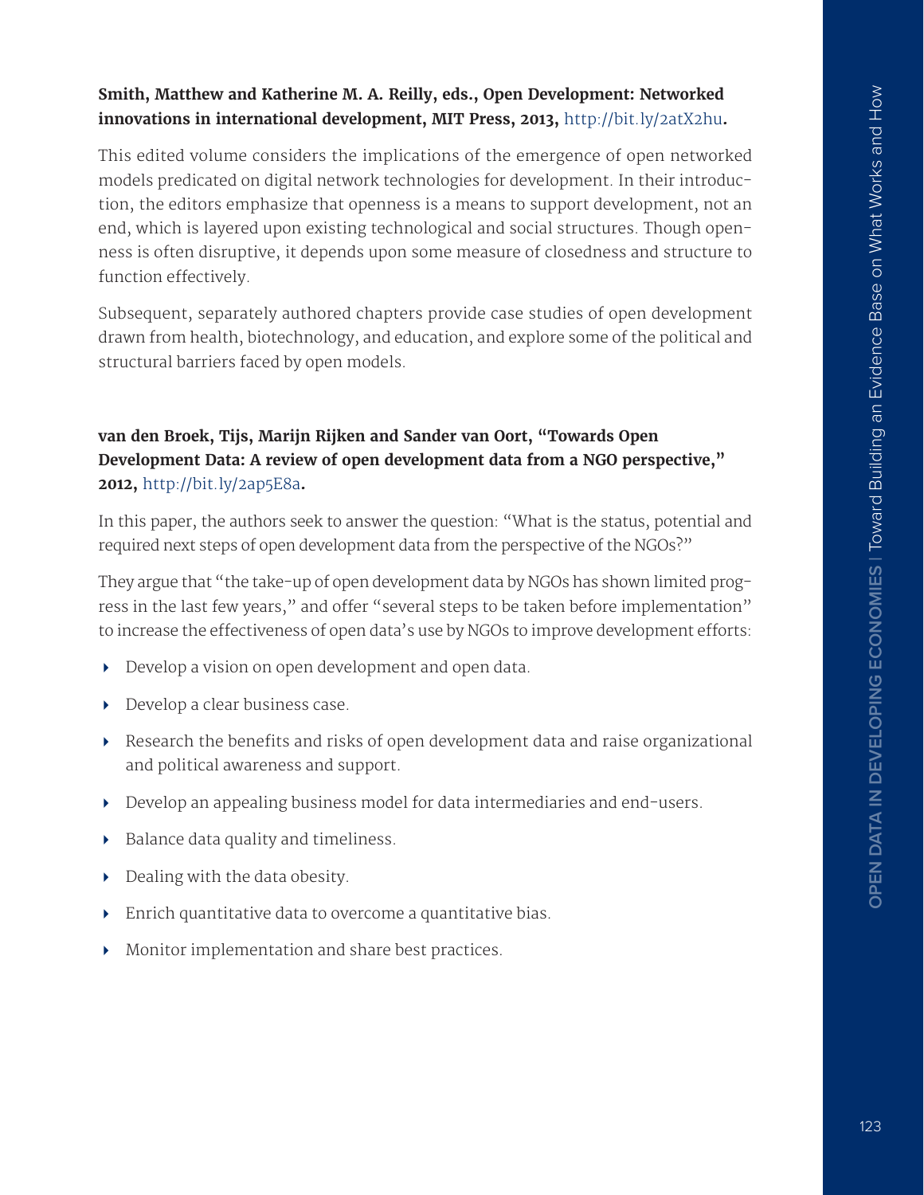**Smith, Matthew and Katherine M. A. Reilly, eds., Open Development: Networked innovations in international development, MIT Press, 2013,** http://bit.ly/2atX2hu**.**

This edited volume considers the implications of the emergence of open networked models predicated on digital network technologies for development. In their introduction, the editors emphasize that openness is a means to support development, not an end, which is layered upon existing technological and social structures. Though openness is often disruptive, it depends upon some measure of closedness and structure to function effectively.

Subsequent, separately authored chapters provide case studies of open development drawn from health, biotechnology, and education, and explore some of the political and structural barriers faced by open models.

**van den Broek, Tijs, Marijn Rijken and Sander van Oort, "Towards Open Development Data: A review of open development data from a NGO perspective," 2012,** http://bit.ly/2ap5E8a**.**

In this paper, the authors seek to answer the question: "What is the status, potential and required next steps of open development data from the perspective of the NGOs?"

They argue that "the take-up of open development data by NGOs has shown limited progress in the last few years," and offer "several steps to be taken before implementation" to increase the effectiveness of open data's use by NGOs to improve development efforts:

- Develop a vision on open development and open data.
- Develop a clear business case.
- Research the benefits and risks of open development data and raise organizational and political awareness and support.
- Develop an appealing business model for data intermediaries and end-users.
- Balance data quality and timeliness.
- Dealing with the data obesity.
- Enrich quantitative data to overcome a quantitative bias.
- Monitor implementation and share best practices.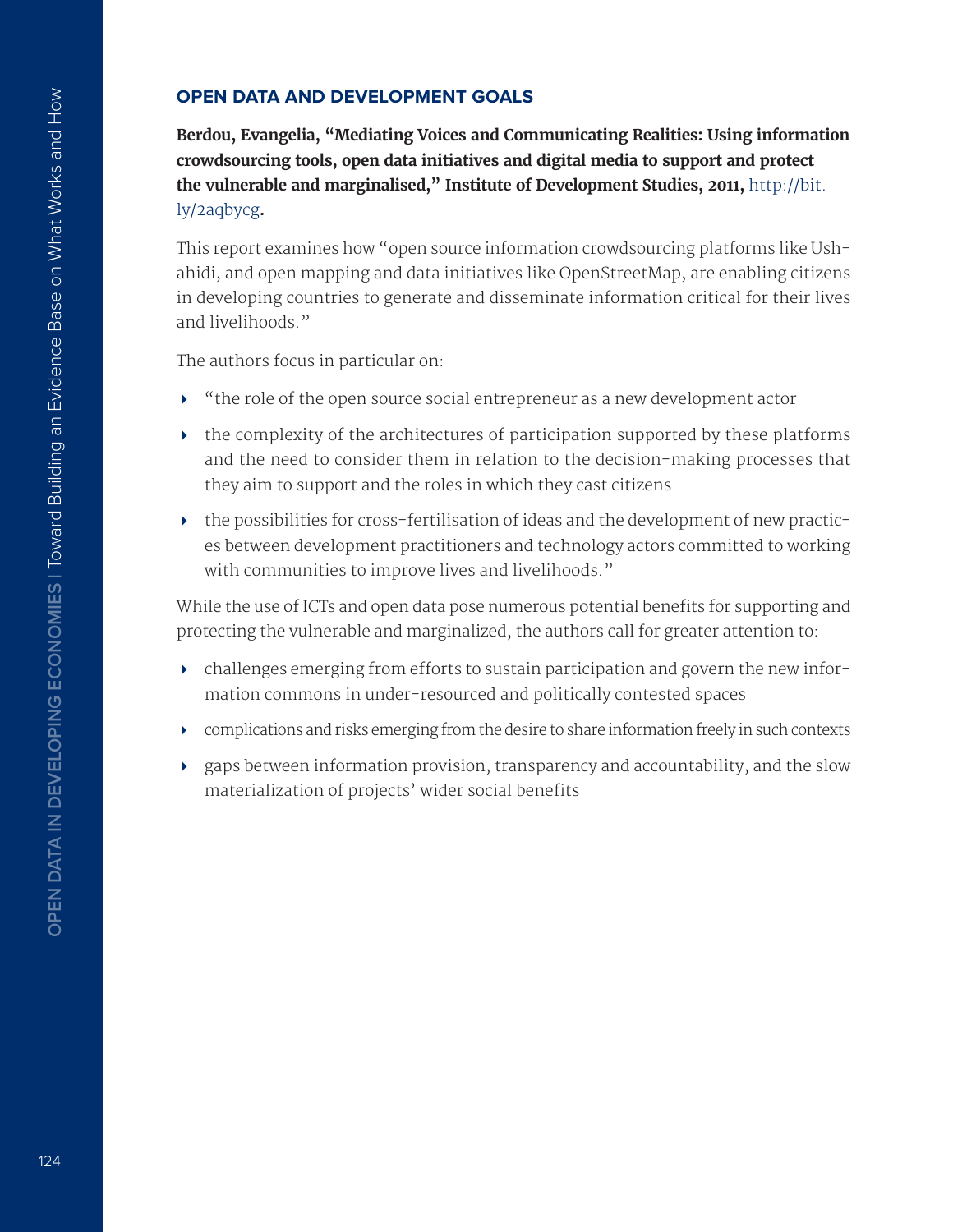## OPEN DATA AND DEVELOPMENT GOALS

**Berdou, Evangelia, "Mediating Voices and Communicating Realities: Using information crowdsourcing tools, open data initiatives and digital media to support and protect the vulnerable and marginalised," Institute of Development Studies, 2011,** http://bit.ly/2aqbycg**.**

This report examines how "open source information crowdsourcing platforms like Ushahidi, and open mapping and data initiatives like OpenStreetMap, are enabling citizens in developing countries to generate and disseminate information critical for their lives and livelihoods."

The authors focus in particular on:

- "the role of the open source social entrepreneur as a new development actor
- the complexity of the architectures of participation supported by these platforms and the need to consider them in relation to the decision-making processes that they aim to support and the roles in which they cast citizens
- the possibilities for cross-fertilisation of ideas and the development of new practices between development practitioners and technology actors committed to working with communities to improve lives and livelihoods."

While the use of ICTs and open data pose numerous potential benefits for supporting and protecting the vulnerable and marginalized, the authors call for greater attention to:

- challenges emerging from efforts to sustain participation and govern the new information commons in under-resourced and politically contested spaces
- complications and risks emerging from the desire to share information freely in such contexts
- gaps between information provision, transparency and accountability, and the slow materialization of projects' wider social benefits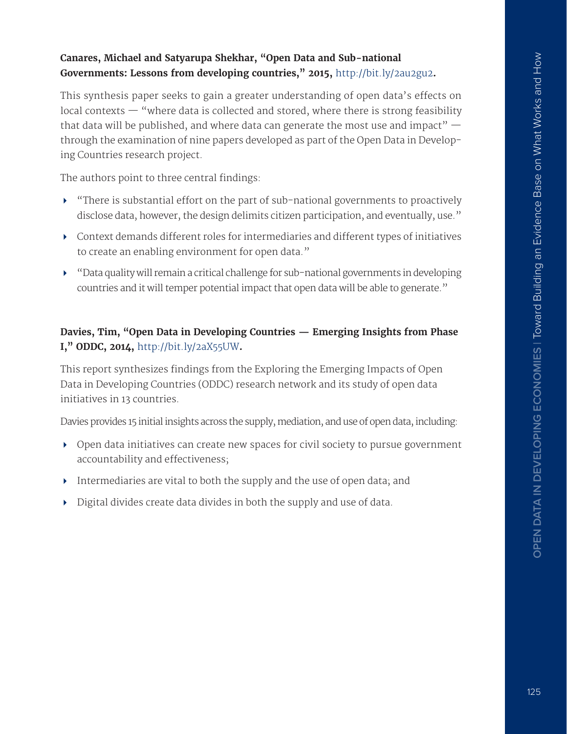**Canares, Michael and Satyarupa Shekhar, "Open Data and Sub-national Governments: Lessons from developing countries," 2015,** http://bit.ly/2au2gu2**.**

This synthesis paper seeks to gain a greater understanding of open data's effects on local contexts — "where data is collected and stored, where there is strong feasibility that data will be published, and where data can generate the most use and impact" — through the examination of nine papers developed as part of the Open Data in Developing Countries research project.

The authors point to three central findings:

- "There is substantial effort on the part of sub-national governments to proactively disclose data, however, the design delimits citizen participation, and eventually, use."
- Context demands different roles for intermediaries and different types of initiatives to create an enabling environment for open data."
- "Data quality will remain a critical challenge for sub-national governments in developing countries and it will temper potential impact that open data will be able to generate."

**Davies, Tim, "Open Data in Developing Countries — Emerging Insights from Phase I," ODDC, 2014,** http://bit.ly/2aX55UW**.**

This report synthesizes findings from the Exploring the Emerging Impacts of Open Data in Developing Countries (ODDC) research network and its study of open data initiatives in 13 countries.

Davies provides 15 initial insights across the supply, mediation, and use of open data, including:

- Open data initiatives can create new spaces for civil society to pursue government accountability and effectiveness;
- Intermediaries are vital to both the supply and the use of open data; and
- Digital divides create data divides in both the supply and use of data.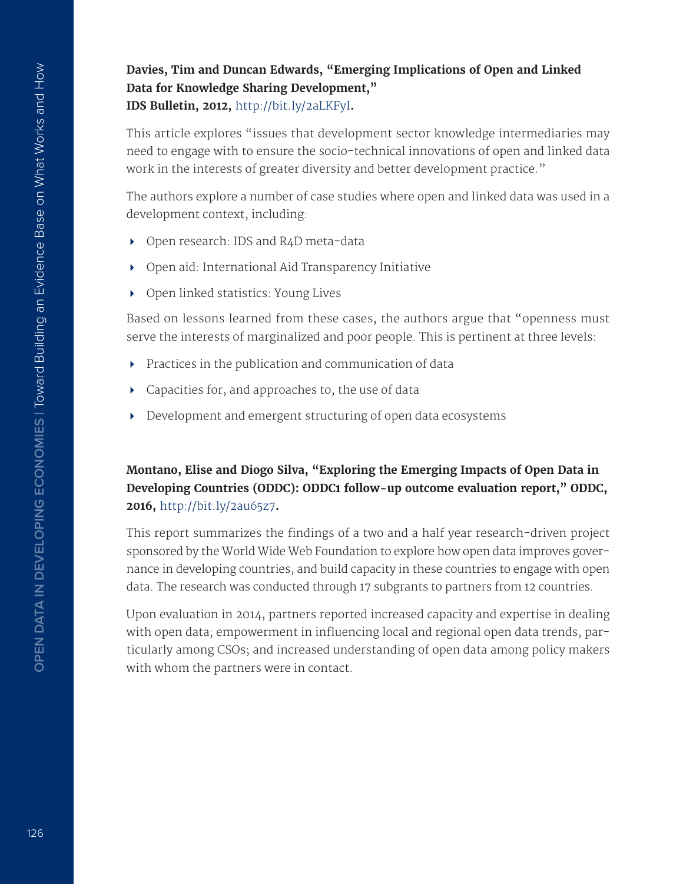**Davies, Tim and Duncan Edwards, "Emerging Implications of Open and Linked Data for Knowledge Sharing Development," IDS Bulletin, 2012,** http://bit.ly/2aLKFyI**.**

This article explores "issues that development sector knowledge intermediaries may need to engage with to ensure the socio-technical innovations of open and linked data work in the interests of greater diversity and better development practice."

The authors explore a number of case studies where open and linked data was used in a development context, including:

- Open research: IDS and R4D meta-data
- Open aid: International Aid Transparency Initiative
- Open linked statistics: Young Lives

Based on lessons learned from these cases, the authors argue that "openness must serve the interests of marginalized and poor people. This is pertinent at three levels:

- Practices in the publication and communication of data
- Capacities for, and approaches to, the use of data
- Development and emergent structuring of open data ecosystems

**Montano, Elise and Diogo Silva, "Exploring the Emerging Impacts of Open Data in Developing Countries (ODDC): ODDC1 follow-up outcome evaluation report," ODDC, 2016,** http://bit.ly/2au65z7**.**

This report summarizes the findings of a two and a half year research-driven project sponsored by the World Wide Web Foundation to explore how open data improves governance in developing countries, and build capacity in these countries to engage with open data. The research was conducted through 17 subgrants to partners from 12 countries.

Upon evaluation in 2014, partners reported increased capacity and expertise in dealing with open data; empowerment in influencing local and regional open data trends, particularly among CSOs; and increased understanding of open data among policy makers with whom the partners were in contact.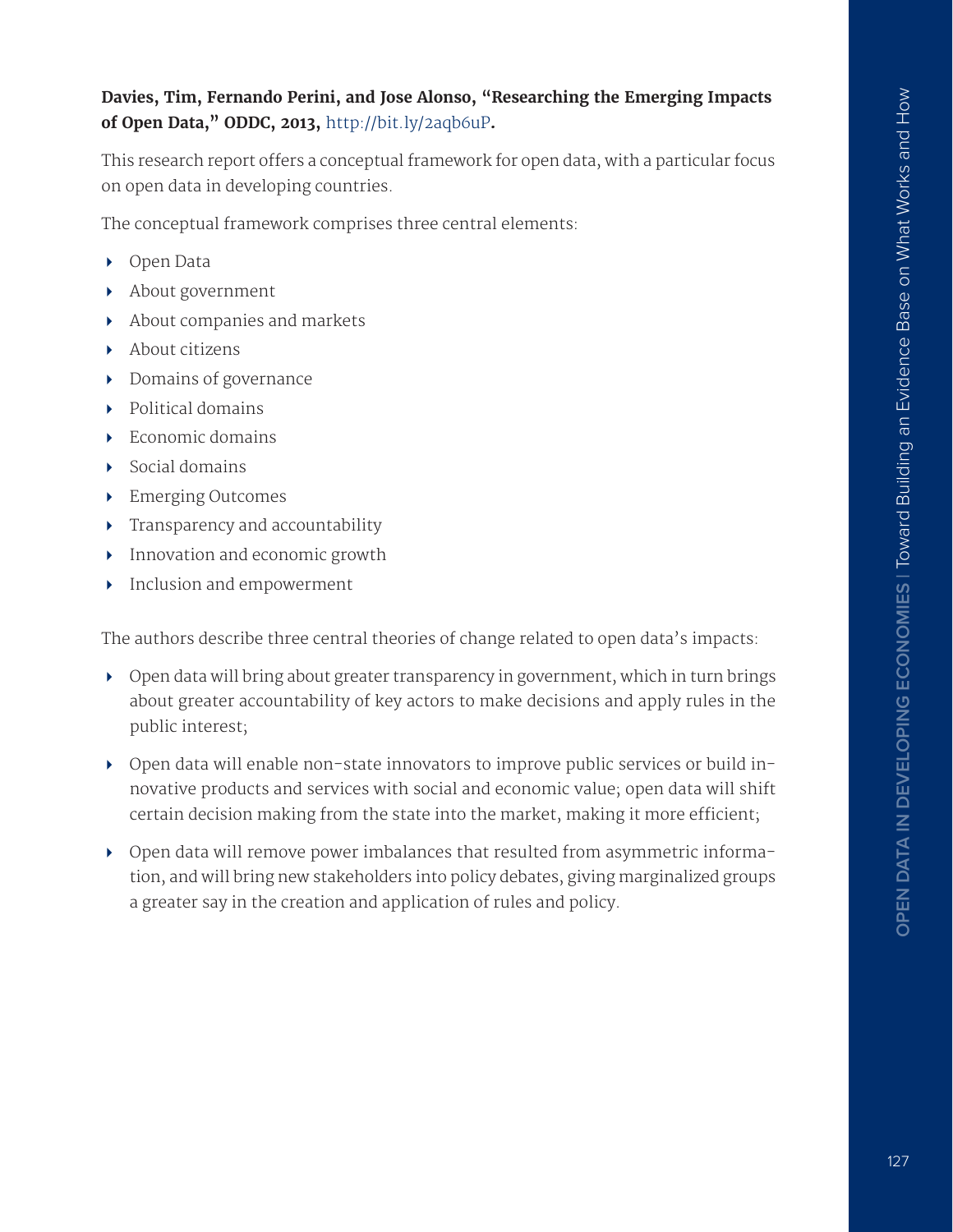**Davies, Tim, Fernando Perini, and Jose Alonso, "Researching the Emerging Impacts of Open Data," ODDC, 2013,** http://bit.ly/2aqb6uP**.**

This research report offers a conceptual framework for open data, with a particular focus on open data in developing countries.

The conceptual framework comprises three central elements:

- Open Data
- About government
- About companies and markets
- About citizens
- Domains of governance
- Political domains
- Economic domains
- Social domains
- Emerging Outcomes
- Transparency and accountability
- Innovation and economic growth
- Inclusion and empowerment

The authors describe three central theories of change related to open data's impacts:

- Open data will bring about greater transparency in government, which in turn brings about greater accountability of key actors to make decisions and apply rules in the public interest;
- Open data will enable non-state innovators to improve public services or build innovative products and services with social and economic value; open data will shift certain decision making from the state into the market, making it more efficient;
- Open data will remove power imbalances that resulted from asymmetric information, and will bring new stakeholders into policy debates, giving marginalized groups a greater say in the creation and application of rules and policy.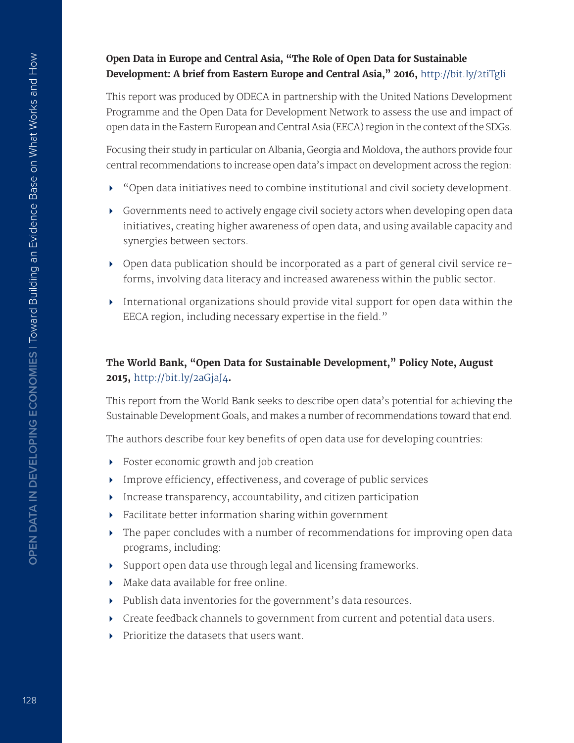**Open Data in Europe and Central Asia, "The Role of Open Data for Sustainable Development: A brief from Eastern Europe and Central Asia," 2016,** http://bit.ly/2tiTgli

This report was produced by ODECA in partnership with the United Nations Development Programme and the Open Data for Development Network to assess the use and impact of open data in the Eastern European and Central Asia (EECA) region in the context of the SDGs.

Focusing their study in particular on Albania, Georgia and Moldova, the authors provide four central recommendations to increase open data's impact on development across the region:

- "Open data initiatives need to combine institutional and civil society development.
- Governments need to actively engage civil society actors when developing open data initiatives, creating higher awareness of open data, and using available capacity and synergies between sectors.
- Open data publication should be incorporated as a part of general civil service reforms, involving data literacy and increased awareness within the public sector.
- International organizations should provide vital support for open data within the EECA region, including necessary expertise in the field."

**The World Bank, "Open Data for Sustainable Development," Policy Note, August 2015,** http://bit.ly/2aGjaJ4**.**

This report from the World Bank seeks to describe open data's potential for achieving the Sustainable Development Goals, and makes a number of recommendations toward that end.

The authors describe four key benefits of open data use for developing countries:

- Foster economic growth and job creation
- Improve efficiency, effectiveness, and coverage of public services
- Increase transparency, accountability, and citizen participation
- Facilitate better information sharing within government
- The paper concludes with a number of recommendations for improving open data programs, including:
- Support open data use through legal and licensing frameworks.
- Make data available for free online.
- Publish data inventories for the government's data resources.
- Create feedback channels to government from current and potential data users.
- Prioritize the datasets that users want.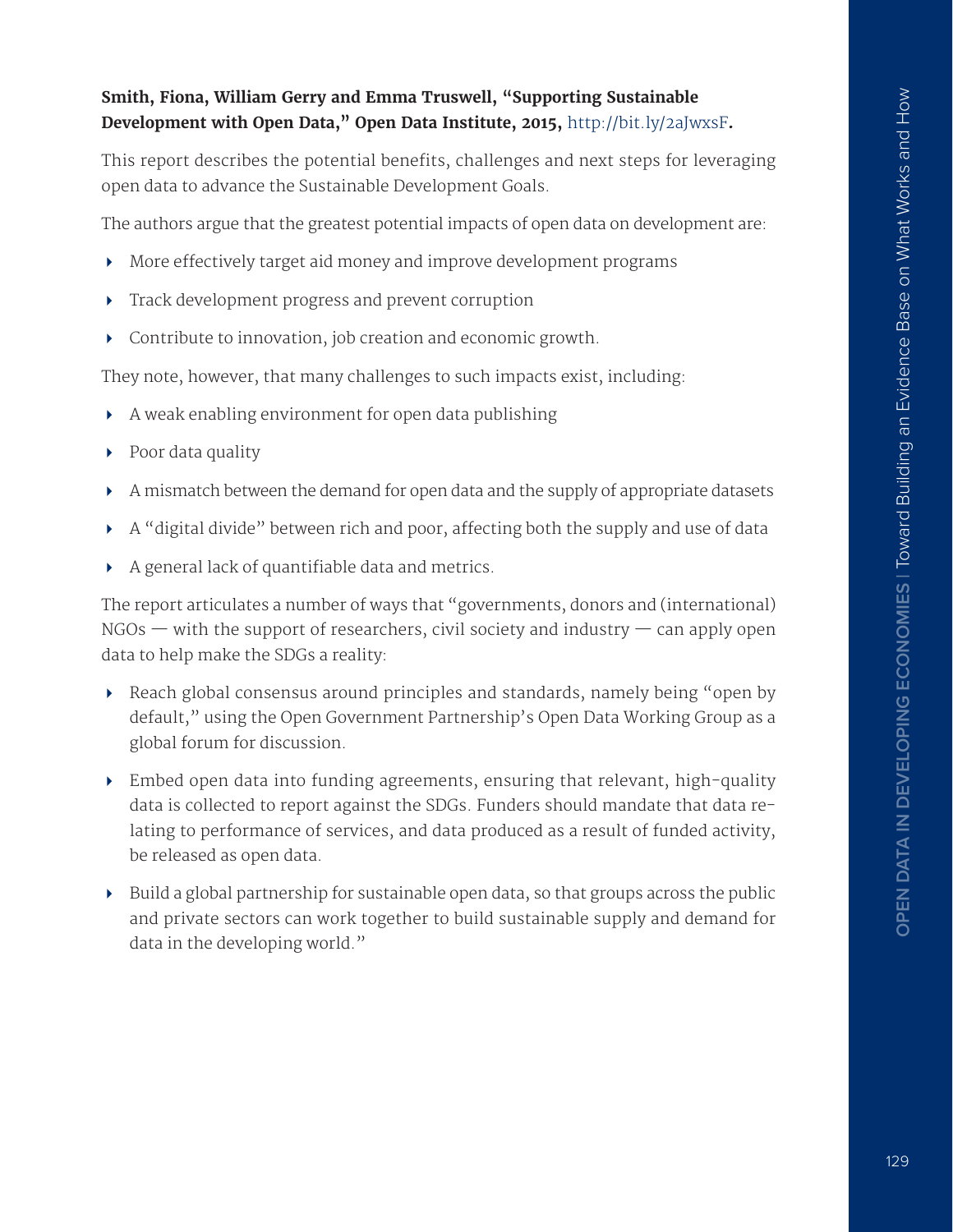**Smith, Fiona, William Gerry and Emma Truswell, "Supporting Sustainable Development with Open Data," Open Data Institute, 2015,** http://bit.ly/2aJwxsF**.**

This report describes the potential benefits, challenges and next steps for leveraging open data to advance the Sustainable Development Goals.

The authors argue that the greatest potential impacts of open data on development are:

- More effectively target aid money and improve development programs
- Track development progress and prevent corruption
- Contribute to innovation, job creation and economic growth.

They note, however, that many challenges to such impacts exist, including:

- A weak enabling environment for open data publishing
- Poor data quality
- A mismatch between the demand for open data and the supply of appropriate datasets
- A "digital divide" between rich and poor, affecting both the supply and use of data
- A general lack of quantifiable data and metrics.

The report articulates a number of ways that "governments, donors and (international) NGOs — with the support of researchers, civil society and industry — can apply open data to help make the SDGs a reality:

- Reach global consensus around principles and standards, namely being "open by default," using the Open Government Partnership's Open Data Working Group as a global forum for discussion.
- Embed open data into funding agreements, ensuring that relevant, high-quality data is collected to report against the SDGs. Funders should mandate that data relating to performance of services, and data produced as a result of funded activity, be released as open data.
- Build a global partnership for sustainable open data, so that groups across the public and private sectors can work together to build sustainable supply and demand for data in the developing world."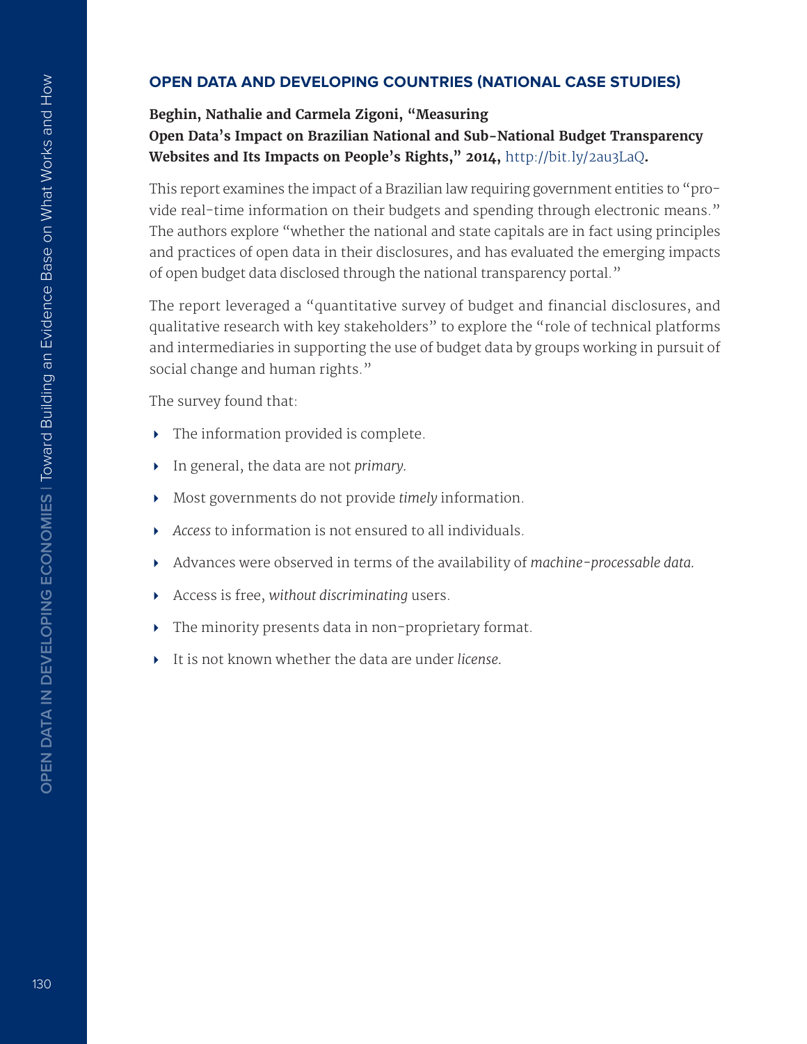## OPEN DATA AND DEVELOPING COUNTRIES (NATIONAL CASE STUDIES)

**Beghin, Nathalie and Carmela Zigoni, "Measuring Open Data's Impact on Brazilian National and Sub-National Budget Transparency Websites and Its Impacts on People's Rights," 2014,** http://bit.ly/2au3LaQ**.**

This report examines the impact of a Brazilian law requiring government entities to "provide real-time information on their budgets and spending through electronic means." The authors explore "whether the national and state capitals are in fact using principles and practices of open data in their disclosures, and has evaluated the emerging impacts of open budget data disclosed through the national transparency portal."

The report leveraged a "quantitative survey of budget and financial disclosures, and qualitative research with key stakeholders" to explore the "role of technical platforms and intermediaries in supporting the use of budget data by groups working in pursuit of social change and human rights."

The survey found that:

- The information provided is complete.
- In general, the data are not *primary.*
- Most governments do not provide *timely* information.
- *Access* to information is not ensured to all individuals.
- Advances were observed in terms of the availability of *machine-processable data.*
- Access is free, *without discriminating* users.
- The minority presents data in non-proprietary format.
- It is not known whether the data are under *license.*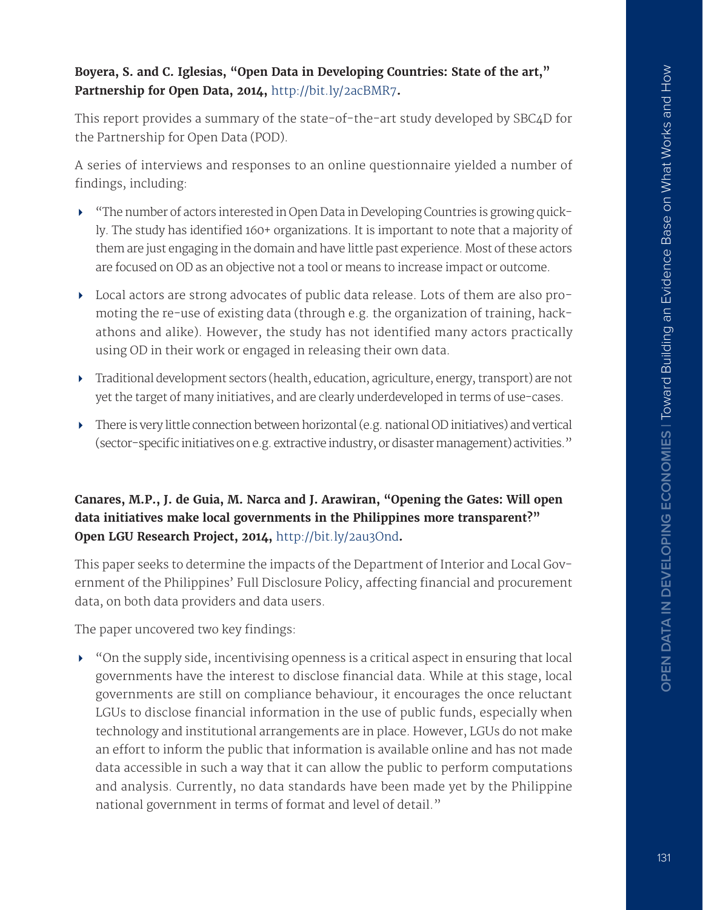**Boyera, S. and C. Iglesias, "Open Data in Developing Countries: State of the art," Partnership for Open Data, 2014,** http://bit.ly/2acBMR7**.**

This report provides a summary of the state-of-the-art study developed by SBC4D for the Partnership for Open Data (POD).

A series of interviews and responses to an online questionnaire yielded a number of findings, including:

- "The number of actors interested in Open Data in Developing Countries is growing quickly. The study has identified 160+ organizations. It is important to note that a majority of them are just engaging in the domain and have little past experience. Most of these actors are focused on OD as an objective not a tool or means to increase impact or outcome.
- Local actors are strong advocates of public data release. Lots of them are also promoting the re-use of existing data (through e.g. the organization of training, hackathons and alike). However, the study has not identified many actors practically using OD in their work or engaged in releasing their own data.
- Traditional development sectors (health, education, agriculture, energy, transport) are not yet the target of many initiatives, and are clearly underdeveloped in terms of use-cases.
- There is very little connection between horizontal (e.g. national OD initiatives) and vertical (sector-specific initiatives on e.g. extractive industry, or disaster management) activities."

**Canares, M.P., J. de Guia, M. Narca and J. Arawiran, "Opening the Gates: Will open data initiatives make local governments in the Philippines more transparent?" Open LGU Research Project, 2014,** http://bit.ly/2au3Ond**.**

This paper seeks to determine the impacts of the Department of Interior and Local Government of the Philippines' Full Disclosure Policy, affecting financial and procurement data, on both data providers and data users.

The paper uncovered two key findings:

- "On the supply side, incentivising openness is a critical aspect in ensuring that local governments have the interest to disclose financial data. While at this stage, local governments are still on compliance behaviour, it encourages the once reluctant LGUs to disclose financial information in the use of public funds, especially when technology and institutional arrangements are in place. However, LGUs do not make an effort to inform the public that information is available online and has not made data accessible in such a way that it can allow the public to perform computations and analysis. Currently, no data standards have been made yet by the Philippine national government in terms of format and level of detail."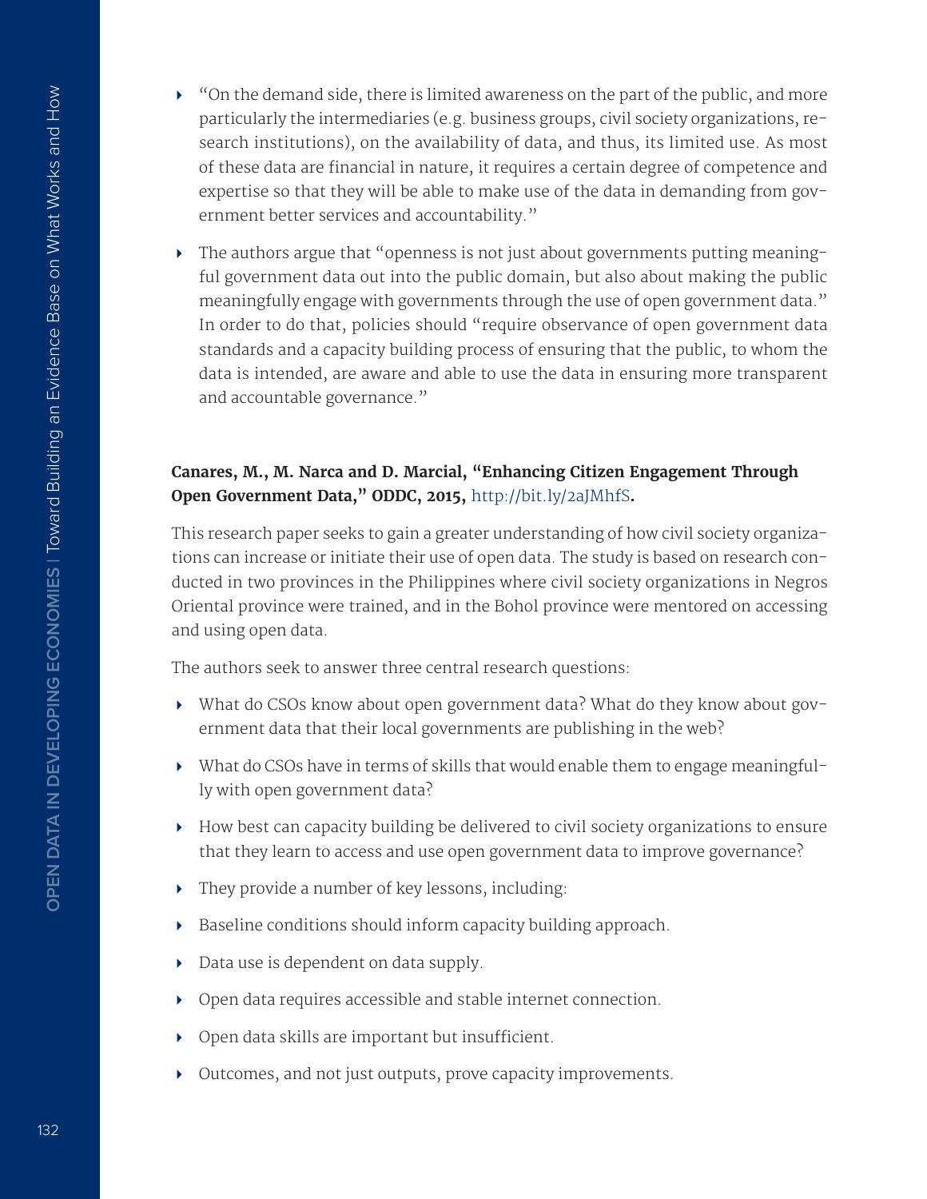- "On the demand side, there is limited awareness on the part of the public, and more particularly the intermediaries (e.g. business groups, civil society organizations, research institutions), on the availability of data, and thus, its limited use. As most of these data are financial in nature, it requires a certain degree of competence and expertise so that they will be able to make use of the data in demanding from government better services and accountability."
- The authors argue that "openness is not just about governments putting meaningful government data out into the public domain, but also about making the public meaningfully engage with governments through the use of open government data." In order to do that, policies should "require observance of open government data standards and a capacity building process of ensuring that the public, to whom the data is intended, are aware and able to use the data in ensuring more transparent and accountable governance."

**Canares, M., M. Narca and D. Marcial, "Enhancing Citizen Engagement Through Open Government Data," ODDC, 2015,** http://bit.ly/2aJMhfS**.**

This research paper seeks to gain a greater understanding of how civil society organizations can increase or initiate their use of open data. The study is based on research conducted in two provinces in the Philippines where civil society organizations in Negros Oriental province were trained, and in the Bohol province were mentored on accessing and using open data.

The authors seek to answer three central research questions:

- What do CSOs know about open government data? What do they know about government data that their local governments are publishing in the web?
- What do CSOs have in terms of skills that would enable them to engage meaningfully with open government data?
- How best can capacity building be delivered to civil society organizations to ensure that they learn to access and use open government data to improve governance?
- They provide a number of key lessons, including:
- Baseline conditions should inform capacity building approach.
- Data use is dependent on data supply.
- Open data requires accessible and stable internet connection.
- Open data skills are important but insufficient.
- Outcomes, and not just outputs, prove capacity improvements.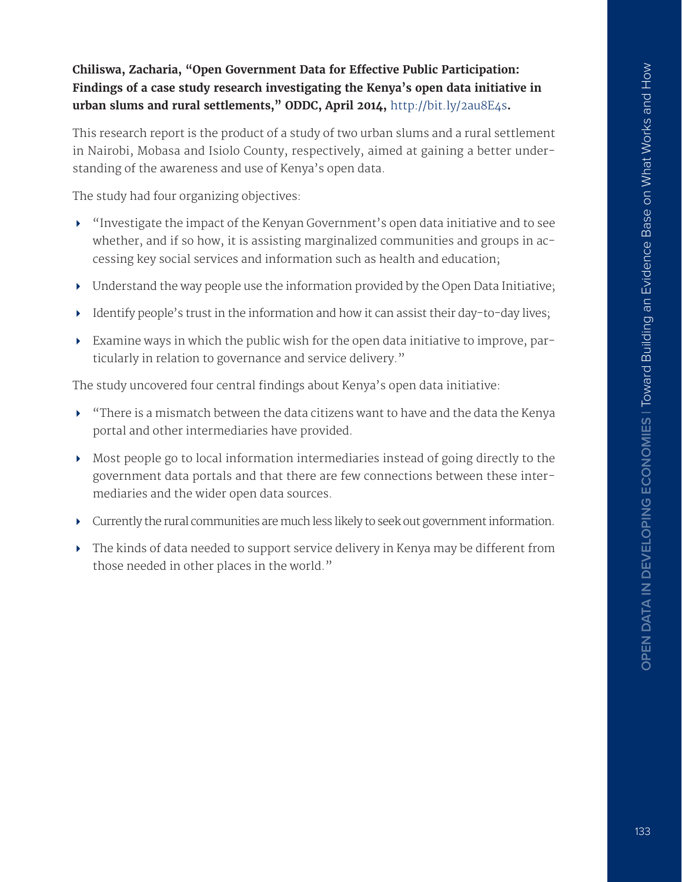**Chiliswa, Zacharia, "Open Government Data for Effective Public Participation: Findings of a case study research investigating the Kenya's open data initiative in urban slums and rural settlements," ODDC, April 2014,** http://bit.ly/2au8E4s**.**

This research report is the product of a study of two urban slums and a rural settlement in Nairobi, Mobasa and Isiolo County, respectively, aimed at gaining a better understanding of the awareness and use of Kenya's open data.

The study had four organizing objectives:

- "Investigate the impact of the Kenyan Government's open data initiative and to see whether, and if so how, it is assisting marginalized communities and groups in accessing key social services and information such as health and education;
- Understand the way people use the information provided by the Open Data Initiative;
- Identify people's trust in the information and how it can assist their day-to-day lives;
- Examine ways in which the public wish for the open data initiative to improve, particularly in relation to governance and service delivery."

The study uncovered four central findings about Kenya's open data initiative:

- "There is a mismatch between the data citizens want to have and the data the Kenya portal and other intermediaries have provided.
- Most people go to local information intermediaries instead of going directly to the government data portals and that there are few connections between these intermediaries and the wider open data sources.
- Currently the rural communities are much less likely to seek out government information.
- The kinds of data needed to support service delivery in Kenya may be different from those needed in other places in the world."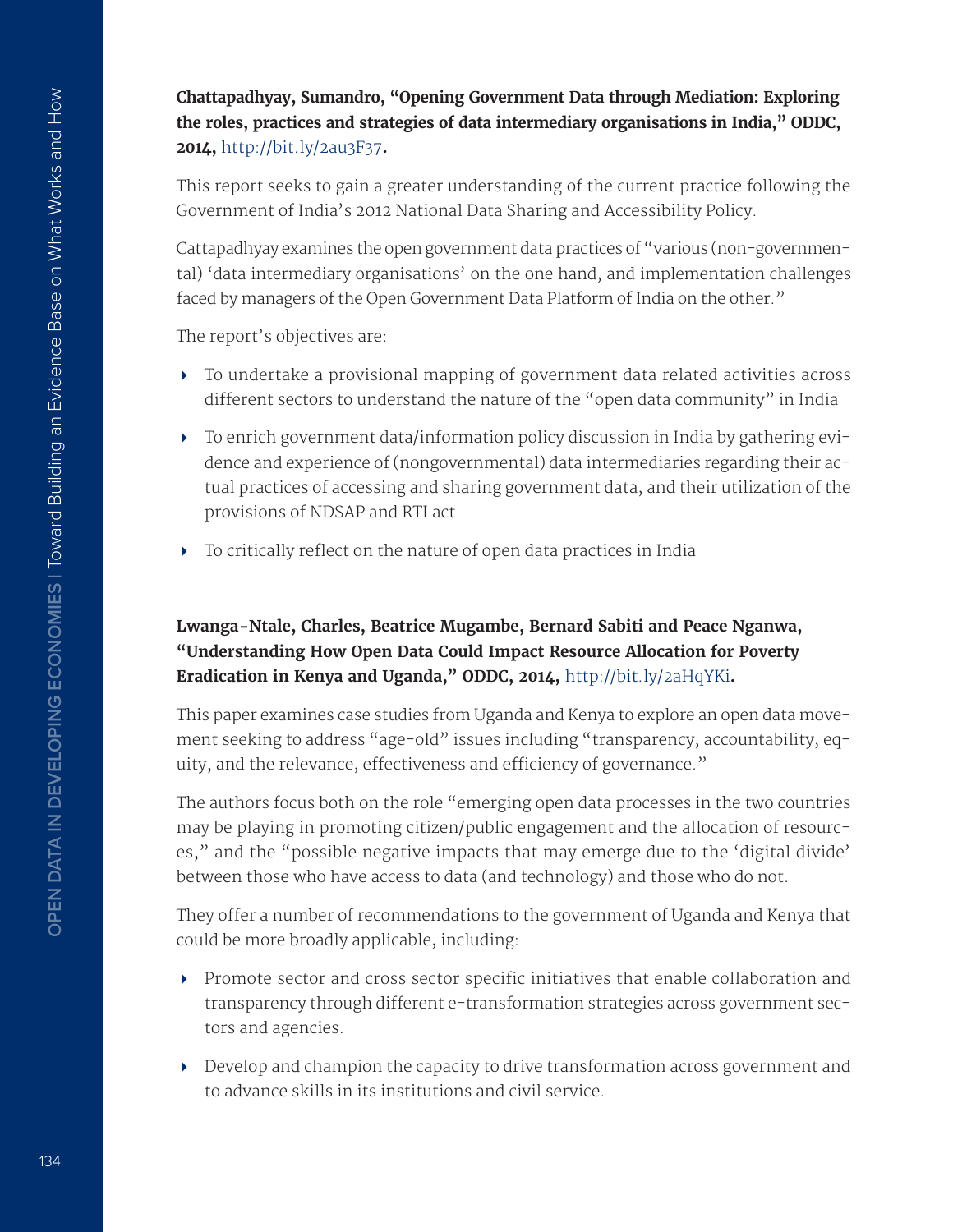**Chattapadhyay, Sumandro, "Opening Government Data through Mediation: Exploring the roles, practices and strategies of data intermediary organisations in India," ODDC, 2014,** http://bit.ly/2au3F37**.**

This report seeks to gain a greater understanding of the current practice following the Government of India's 2012 National Data Sharing and Accessibility Policy.

Cattapadhyay examines the open government data practices of "various (non-governmental) 'data intermediary organisations' on the one hand, and implementation challenges faced by managers of the Open Government Data Platform of India on the other."

The report's objectives are:

- To undertake a provisional mapping of government data related activities across different sectors to understand the nature of the "open data community" in India
- To enrich government data/information policy discussion in India by gathering evidence and experience of (nongovernmental) data intermediaries regarding their actual practices of accessing and sharing government data, and their utilization of the provisions of NDSAP and RTI act
- To critically reflect on the nature of open data practices in India

**Lwanga-Ntale, Charles, Beatrice Mugambe, Bernard Sabiti and Peace Nganwa, "Understanding How Open Data Could Impact Resource Allocation for Poverty Eradication in Kenya and Uganda," ODDC, 2014,** http://bit.ly/2aHqYKi**.**

This paper examines case studies from Uganda and Kenya to explore an open data movement seeking to address "age-old" issues including "transparency, accountability, equity, and the relevance, effectiveness and efficiency of governance."

The authors focus both on the role "emerging open data processes in the two countries may be playing in promoting citizen/public engagement and the allocation of resources," and the "possible negative impacts that may emerge due to the 'digital divide' between those who have access to data (and technology) and those who do not.

They offer a number of recommendations to the government of Uganda and Kenya that could be more broadly applicable, including:

- Promote sector and cross sector specific initiatives that enable collaboration and transparency through different e-transformation strategies across government sectors and agencies.
- Develop and champion the capacity to drive transformation across government and to advance skills in its institutions and civil service.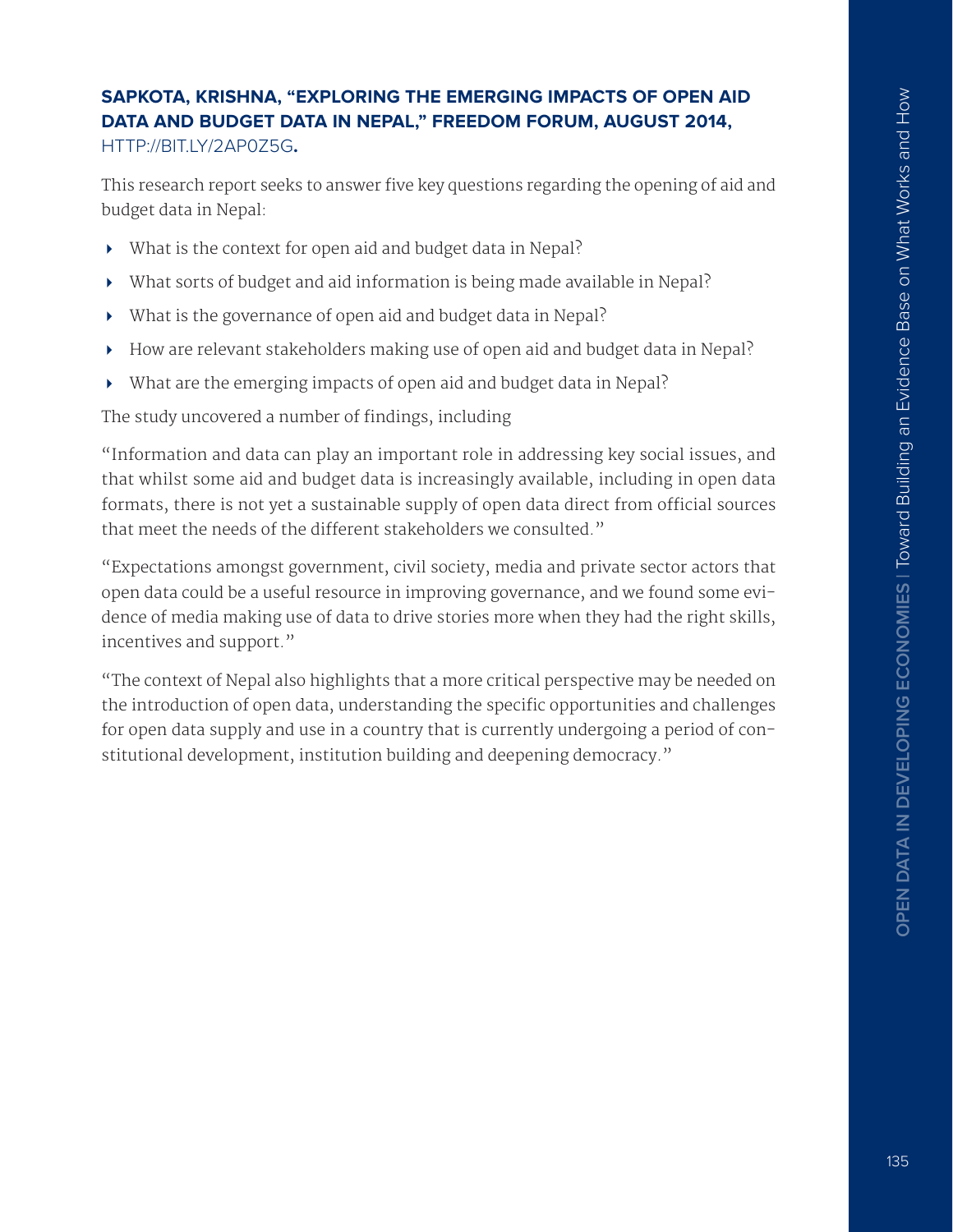**SAPKOTA, KRISHNA, "EXPLORING THE EMERGING IMPACTS OF OPEN AID DATA AND BUDGET DATA IN NEPAL," FREEDOM FORUM, AUGUST 2014,** HTTP://BIT.LY/2AP0Z5G**.**

This research report seeks to answer five key questions regarding the opening of aid and budget data in Nepal:

- What is the context for open aid and budget data in Nepal?
- What sorts of budget and aid information is being made available in Nepal?
- What is the governance of open aid and budget data in Nepal?
- How are relevant stakeholders making use of open aid and budget data in Nepal?
- What are the emerging impacts of open aid and budget data in Nepal?

The study uncovered a number of findings, including

"Information and data can play an important role in addressing key social issues, and that whilst some aid and budget data is increasingly available, including in open data formats, there is not yet a sustainable supply of open data direct from official sources that meet the needs of the different stakeholders we consulted."

"Expectations amongst government, civil society, media and private sector actors that open data could be a useful resource in improving governance, and we found some evidence of media making use of data to drive stories more when they had the right skills, incentives and support."

"The context of Nepal also highlights that a more critical perspective may be needed on the introduction of open data, understanding the specific opportunities and challenges for open data supply and use in a country that is currently undergoing a period of constitutional development, institution building and deepening democracy."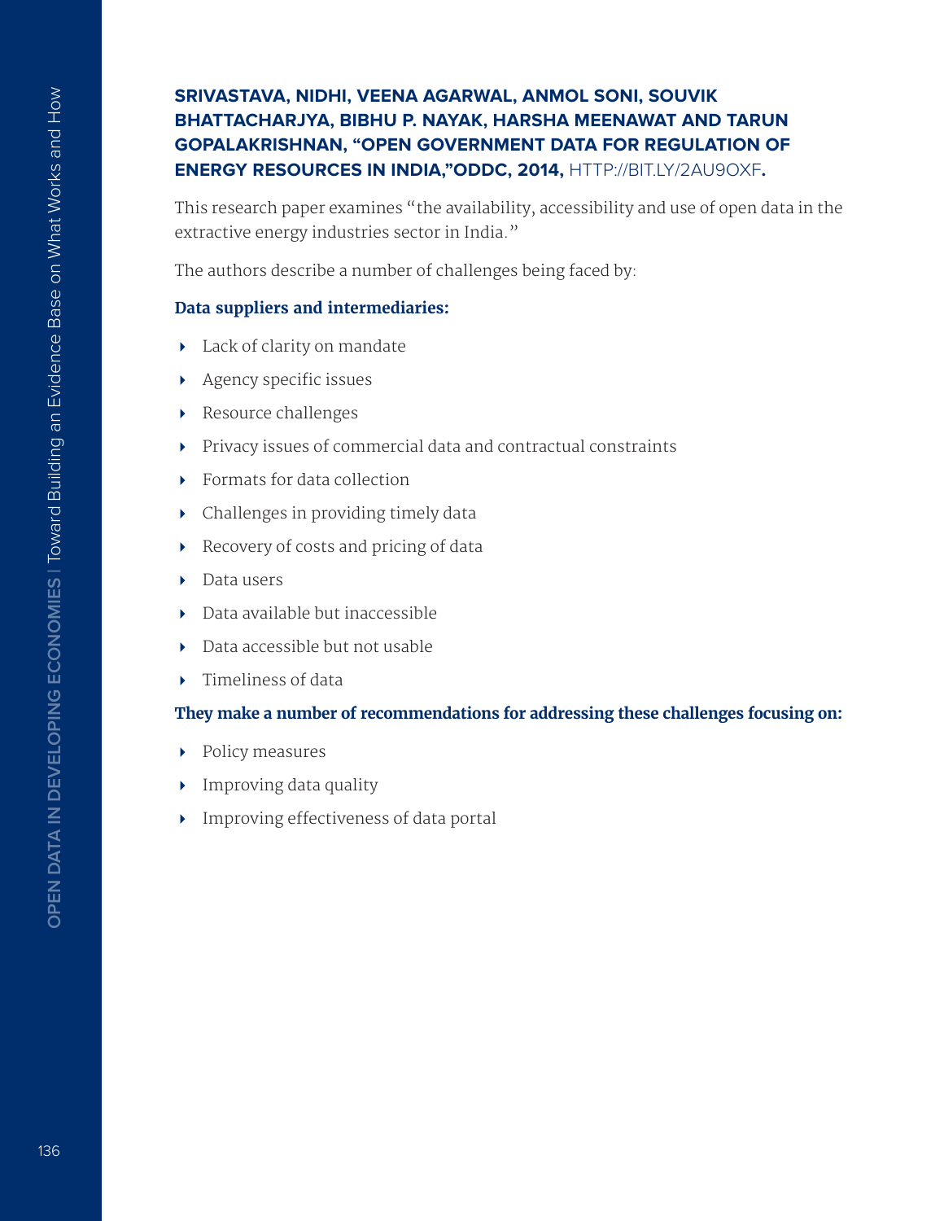**SRIVASTAVA, NIDHI, VEENA AGARWAL, ANMOL SONI, SOUVIK BHATTACHARJYA, BIBHU P. NAYAK, HARSHA MEENAWAT AND TARUN GOPALAKRISHNAN, "OPEN GOVERNMENT DATA FOR REGULATION OF ENERGY RESOURCES IN INDIA,"ODDC, 2014,** HTTP://BIT.LY/2AU9OXF**.**

This research paper examines "the availability, accessibility and use of open data in the extractive energy industries sector in India."

The authors describe a number of challenges being faced by:

**Data suppliers and intermediaries:**

- Lack of clarity on mandate
- Agency specific issues
- Resource challenges
- Privacy issues of commercial data and contractual constraints
- Formats for data collection
- Challenges in providing timely data
- Recovery of costs and pricing of data
- Data users
- Data available but inaccessible
- Data accessible but not usable
- Timeliness of data

**They make a number of recommendations for addressing these challenges focusing on:**

- Policy measures
- Improving data quality
- Improving effectiveness of data portal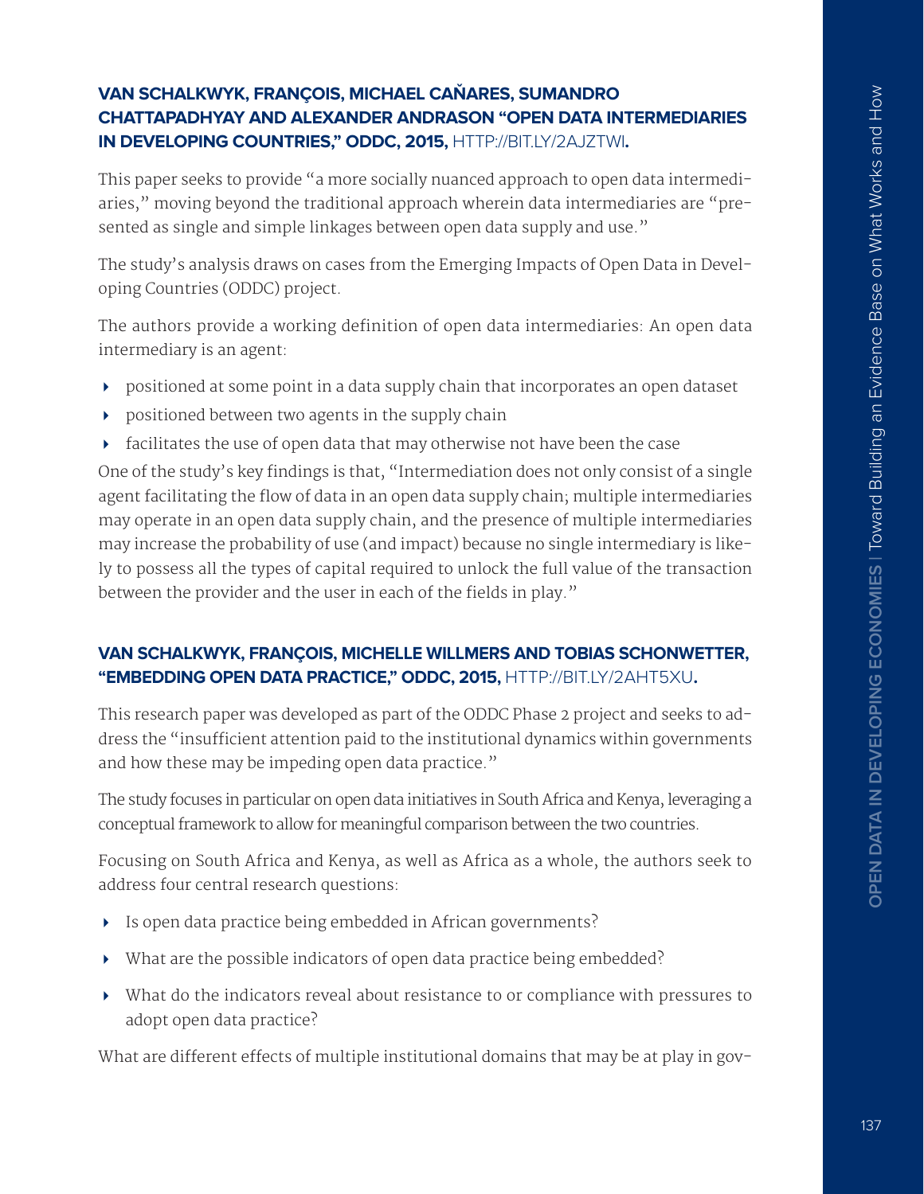**VAN SCHALKWYK, FRANÇOIS, MICHAEL CAÑARES, SUMANDRO CHATTAPADHYAY AND ALEXANDER ANDRASON "OPEN DATA INTERMEDIARIES IN DEVELOPING COUNTRIES," ODDC, 2015,** HTTP://BIT.LY/2AJZTWI**.**

This paper seeks to provide "a more socially nuanced approach to open data intermediaries," moving beyond the traditional approach wherein data intermediaries are "presented as single and simple linkages between open data supply and use."

The study's analysis draws on cases from the Emerging Impacts of Open Data in Developing Countries (ODDC) project.

The authors provide a working definition of open data intermediaries: An open data intermediary is an agent:

- positioned at some point in a data supply chain that incorporates an open dataset
- positioned between two agents in the supply chain
- facilitates the use of open data that may otherwise not have been the case

One of the study's key findings is that, "Intermediation does not only consist of a single agent facilitating the flow of data in an open data supply chain; multiple intermediaries may operate in an open data supply chain, and the presence of multiple intermediaries may increase the probability of use (and impact) because no single intermediary is likely to possess all the types of capital required to unlock the full value of the transaction between the provider and the user in each of the fields in play."

**VAN SCHALKWYK, FRANÇOIS, MICHELLE WILLMERS AND TOBIAS SCHONWETTER, "EMBEDDING OPEN DATA PRACTICE," ODDC, 2015,** HTTP://BIT.LY/2AHT5XU**.**

This research paper was developed as part of the ODDC Phase 2 project and seeks to address the "insufficient attention paid to the institutional dynamics within governments and how these may be impeding open data practice."

The study focuses in particular on open data initiatives in South Africa and Kenya, leveraging a conceptual framework to allow for meaningful comparison between the two countries.

Focusing on South Africa and Kenya, as well as Africa as a whole, the authors seek to address four central research questions:

- Is open data practice being embedded in African governments?
- What are the possible indicators of open data practice being embedded?
- What do the indicators reveal about resistance to or compliance with pressures to adopt open data practice?

What are different effects of multiple institutional domains that may be at play in gov-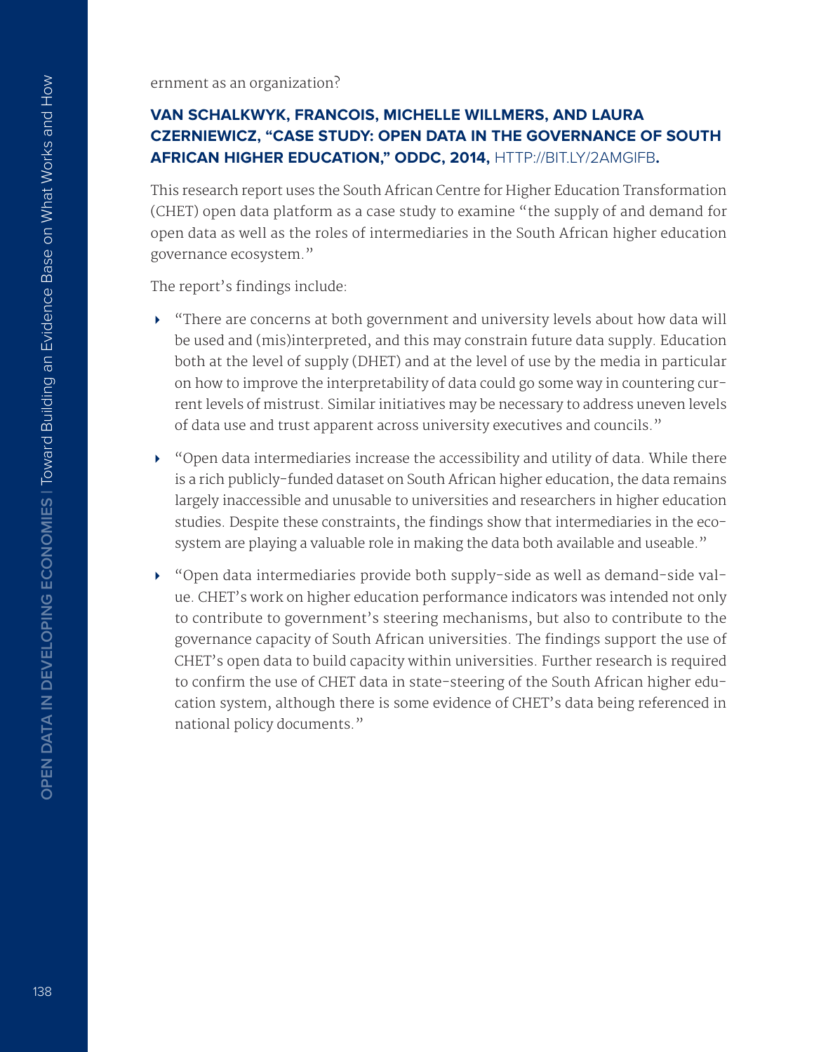ernment as an organization?

**VAN SCHALKWYK, FRANCOIS, MICHELLE WILLMERS, AND LAURA CZERNIEWICZ, "CASE STUDY: OPEN DATA IN THE GOVERNANCE OF SOUTH AFRICAN HIGHER EDUCATION," ODDC, 2014,** HTTP://BIT.LY/2AMGIFB**.**

This research report uses the South African Centre for Higher Education Transformation (CHET) open data platform as a case study to examine "the supply of and demand for open data as well as the roles of intermediaries in the South African higher education governance ecosystem."

The report's findings include:

- "There are concerns at both government and university levels about how data will be used and (mis)interpreted, and this may constrain future data supply. Education both at the level of supply (DHET) and at the level of use by the media in particular on how to improve the interpretability of data could go some way in countering current levels of mistrust. Similar initiatives may be necessary to address uneven levels of data use and trust apparent across university executives and councils."
- "Open data intermediaries increase the accessibility and utility of data. While there is a rich publicly-funded dataset on South African higher education, the data remains largely inaccessible and unusable to universities and researchers in higher education studies. Despite these constraints, the findings show that intermediaries in the ecosystem are playing a valuable role in making the data both available and useable."
- "Open data intermediaries provide both supply-side as well as demand-side value. CHET's work on higher education performance indicators was intended not only to contribute to government's steering mechanisms, but also to contribute to the governance capacity of South African universities. The findings support the use of CHET's open data to build capacity within universities. Further research is required to confirm the use of CHET data in state-steering of the South African higher education system, although there is some evidence of CHET's data being referenced in national policy documents."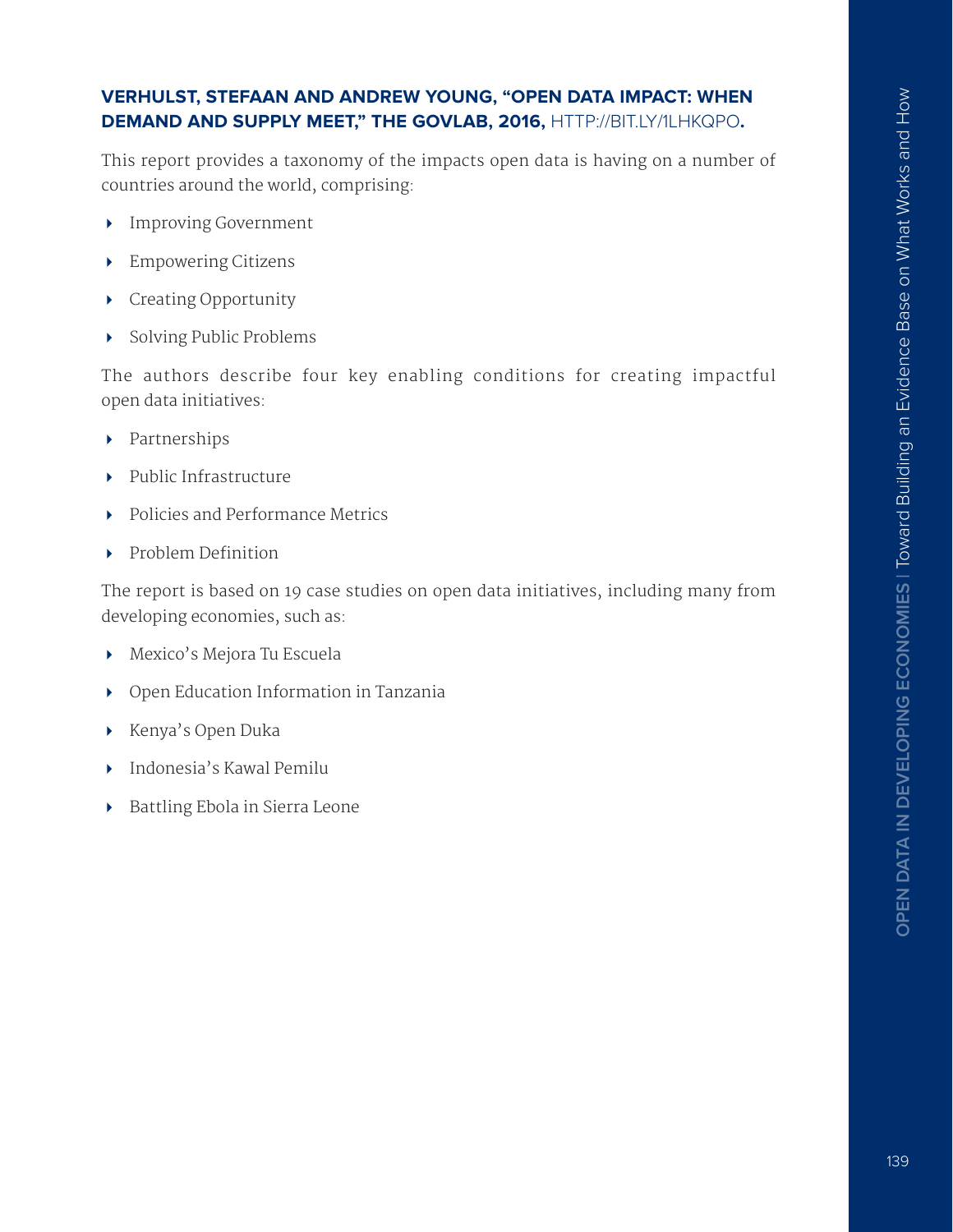**VERHULST, STEFAAN AND ANDREW YOUNG, "OPEN DATA IMPACT: WHEN DEMAND AND SUPPLY MEET," THE GOVLAB, 2016,** HTTP://BIT.LY/1LHKQPO**.**

This report provides a taxonomy of the impacts open data is having on a number of countries around the world, comprising:

- Improving Government
- Empowering Citizens
- Creating Opportunity
- Solving Public Problems

The authors describe four key enabling conditions for creating impactful open data initiatives:

- Partnerships
- Public Infrastructure
- Policies and Performance Metrics
- Problem Definition

The report is based on 19 case studies on open data initiatives, including many from developing economies, such as:

- Mexico's Mejora Tu Escuela
- Open Education Information in Tanzania
- Kenya's Open Duka
- Indonesia's Kawal Pemilu
- Battling Ebola in Sierra Leone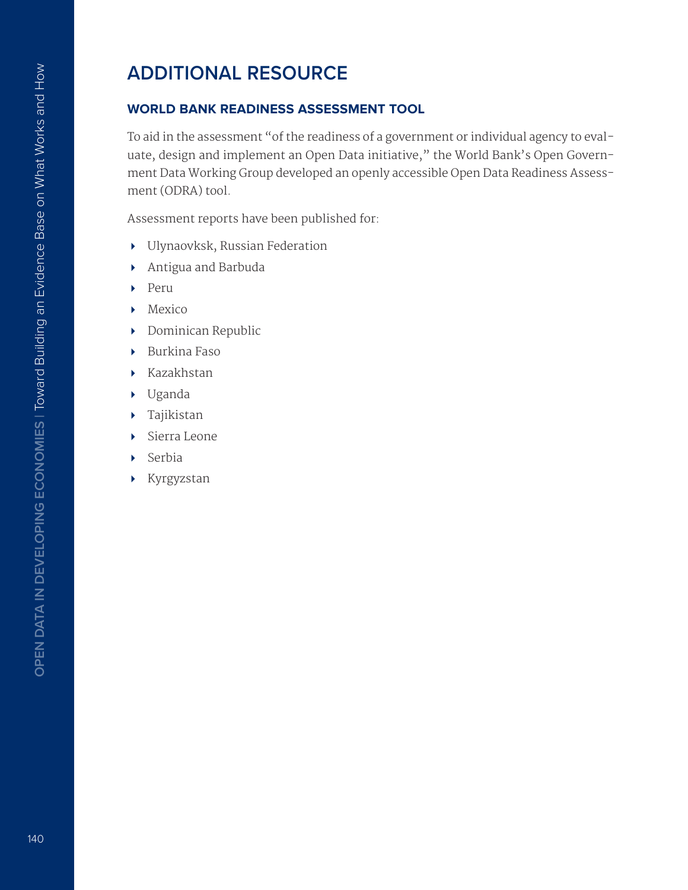# ADDITIONAL RESOURCE

### WORLD BANK READINESS ASSESSMENT TOOL

To aid in the assessment "of the readiness of a government or individual agency to evaluate, design and implement an Open Data initiative," the World Bank's Open Government Data Working Group developed an openly accessible Open Data Readiness Assessment (ODRA) tool.

Assessment reports have been published for:

- Ulynaovksk, Russian Federation
- Antigua and Barbuda
- Peru
- Mexico
- Dominican Republic
- Burkina Faso
- Kazakhstan
- Uganda
- Tajikistan
- Sierra Leone
- Serbia
- Kyrgyzstan